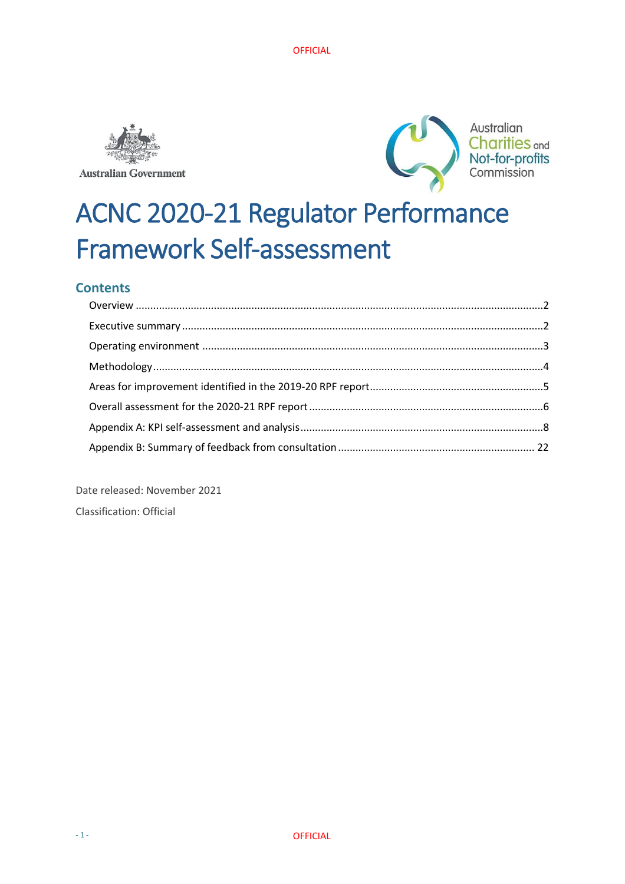# ACNC 2020-21 Regulator Performance Framework Self-assessment

## Contents

- Overview ... 2
- Executive summary ... 2
- Operating environment ... 3
- Methodology ... 4
- Areas for improvement identified in the 2019-20 RPF report ... 5
- Overall assessment for the 2020-21 RPF report ... 6
- Appendix A: KPI self-assessment and analysis ... 8
- Appendix B: Summary of feedback from consultation ... 22

Date released: November 2021

Classification: Official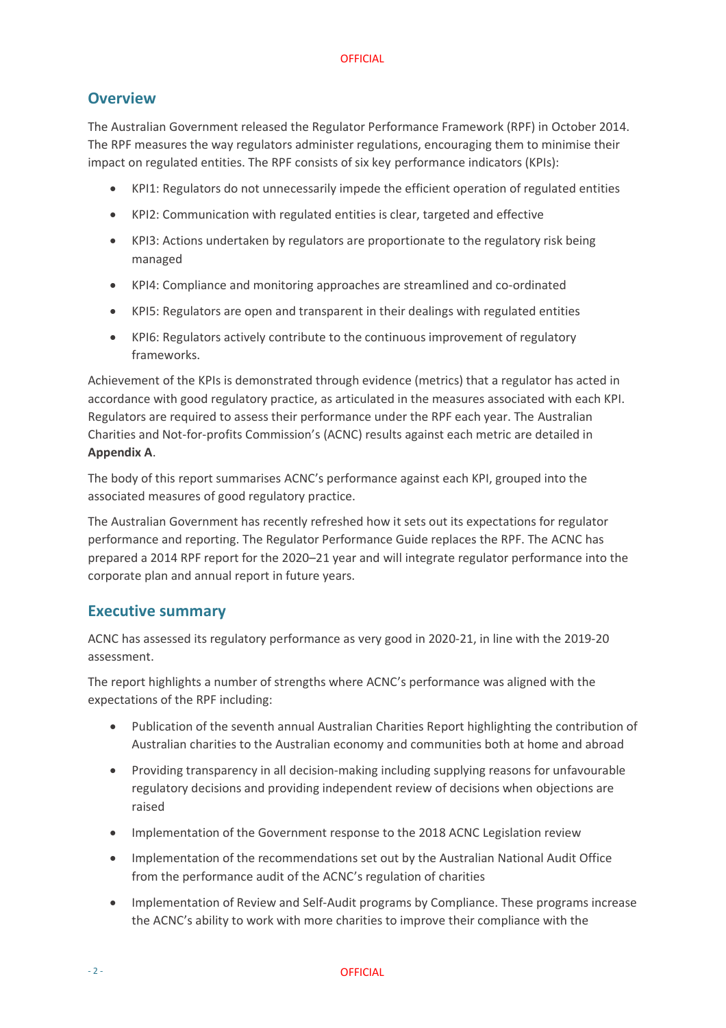## Overview

The Australian Government released the Regulator Performance Framework (RPF) in October 2014. The RPF measures the way regulators administer regulations, encouraging them to minimise their impact on regulated entities. The RPF consists of six key performance indicators (KPIs):

- KPI1: Regulators do not unnecessarily impede the efficient operation of regulated entities
- KPI2: Communication with regulated entities is clear, targeted and effective
- KPI3: Actions undertaken by regulators are proportionate to the regulatory risk being managed
- KPI4: Compliance and monitoring approaches are streamlined and co-ordinated
- KPI5: Regulators are open and transparent in their dealings with regulated entities
- KPI6: Regulators actively contribute to the continuous improvement of regulatory frameworks.

Achievement of the KPIs is demonstrated through evidence (metrics) that a regulator has acted in accordance with good regulatory practice, as articulated in the measures associated with each KPI. Regulators are required to assess their performance under the RPF each year. The Australian Charities and Not-for-profits Commission's (ACNC) results against each metric are detailed in **Appendix A**.

The body of this report summarises ACNC's performance against each KPI, grouped into the associated measures of good regulatory practice.

The Australian Government has recently refreshed how it sets out its expectations for regulator performance and reporting. The Regulator Performance Guide replaces the RPF. The ACNC has prepared a 2014 RPF report for the 2020–21 year and will integrate regulator performance into the corporate plan and annual report in future years.

## Executive summary

ACNC has assessed its regulatory performance as very good in 2020-21, in line with the 2019-20 assessment.

The report highlights a number of strengths where ACNC's performance was aligned with the expectations of the RPF including:

- Publication of the seventh annual Australian Charities Report highlighting the contribution of Australian charities to the Australian economy and communities both at home and abroad
- Providing transparency in all decision-making including supplying reasons for unfavourable regulatory decisions and providing independent review of decisions when objections are raised
- Implementation of the Government response to the 2018 ACNC Legislation review
- Implementation of the recommendations set out by the Australian National Audit Office from the performance audit of the ACNC's regulation of charities
- Implementation of Review and Self-Audit programs by Compliance. These programs increase the ACNC's ability to work with more charities to improve their compliance with the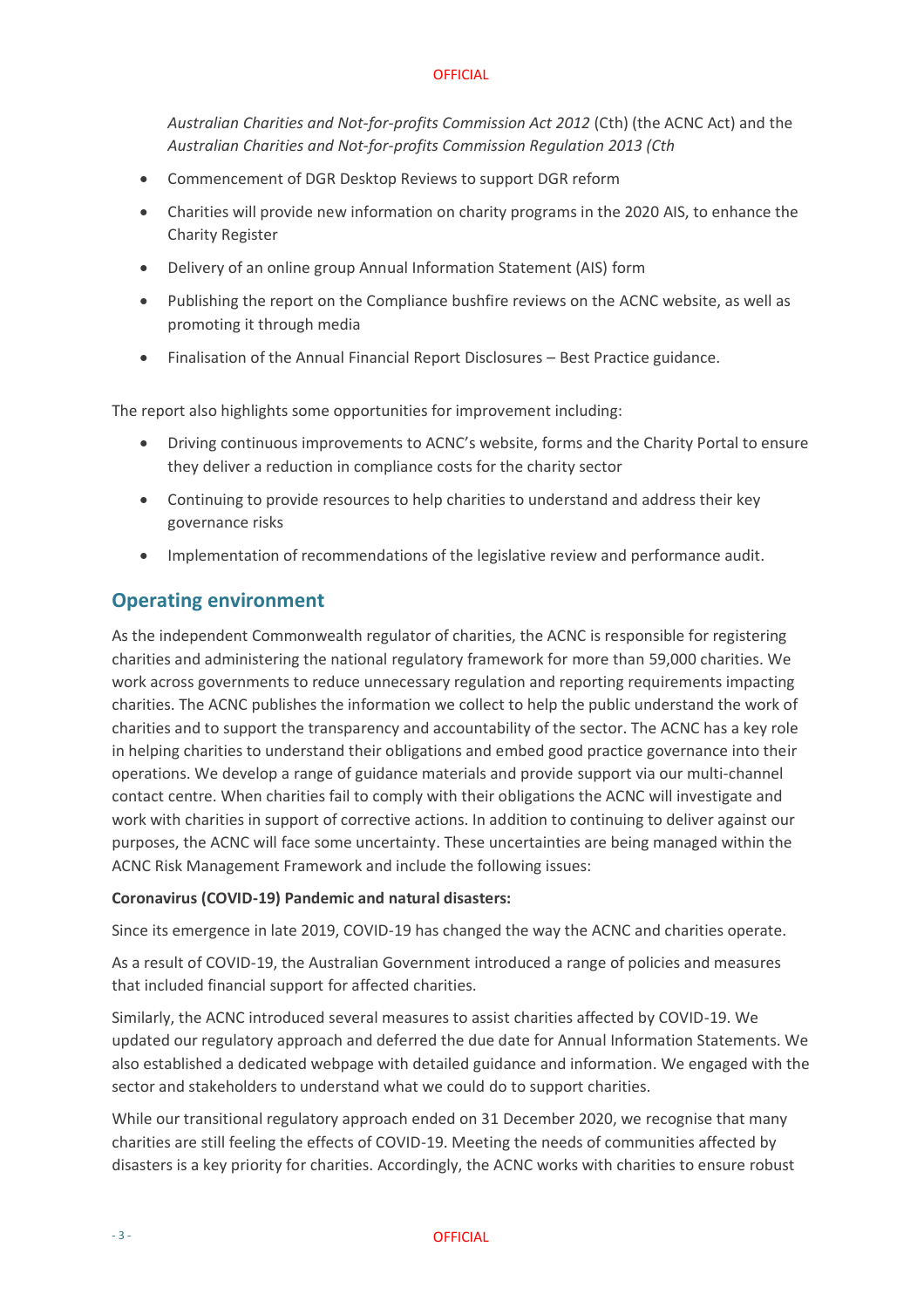*Australian Charities and Not-for-profits Commission Act 2012* (Cth) (the ACNC Act) and the *Australian Charities and Not-for-profits Commission Regulation 2013 (Cth*

- Commencement of DGR Desktop Reviews to support DGR reform
- Charities will provide new information on charity programs in the 2020 AIS, to enhance the Charity Register
- Delivery of an online group Annual Information Statement (AIS) form
- Publishing the report on the Compliance bushfire reviews on the ACNC website, as well as promoting it through media
- Finalisation of the Annual Financial Report Disclosures – Best Practice guidance.

The report also highlights some opportunities for improvement including:

- Driving continuous improvements to ACNC's website, forms and the Charity Portal to ensure they deliver a reduction in compliance costs for the charity sector
- Continuing to provide resources to help charities to understand and address their key governance risks
- Implementation of recommendations of the legislative review and performance audit.

## Operating environment

As the independent Commonwealth regulator of charities, the ACNC is responsible for registering charities and administering the national regulatory framework for more than 59,000 charities. We work across governments to reduce unnecessary regulation and reporting requirements impacting charities. The ACNC publishes the information we collect to help the public understand the work of charities and to support the transparency and accountability of the sector. The ACNC has a key role in helping charities to understand their obligations and embed good practice governance into their operations. We develop a range of guidance materials and provide support via our multi-channel contact centre. When charities fail to comply with their obligations the ACNC will investigate and work with charities in support of corrective actions. In addition to continuing to deliver against our purposes, the ACNC will face some uncertainty. These uncertainties are being managed within the ACNC Risk Management Framework and include the following issues:

**Coronavirus (COVID-19) Pandemic and natural disasters:**

Since its emergence in late 2019, COVID-19 has changed the way the ACNC and charities operate.

As a result of COVID-19, the Australian Government introduced a range of policies and measures that included financial support for affected charities.

Similarly, the ACNC introduced several measures to assist charities affected by COVID-19. We updated our regulatory approach and deferred the due date for Annual Information Statements. We also established a dedicated webpage with detailed guidance and information. We engaged with the sector and stakeholders to understand what we could do to support charities.

While our transitional regulatory approach ended on 31 December 2020, we recognise that many charities are still feeling the effects of COVID-19. Meeting the needs of communities affected by disasters is a key priority for charities. Accordingly, the ACNC works with charities to ensure robust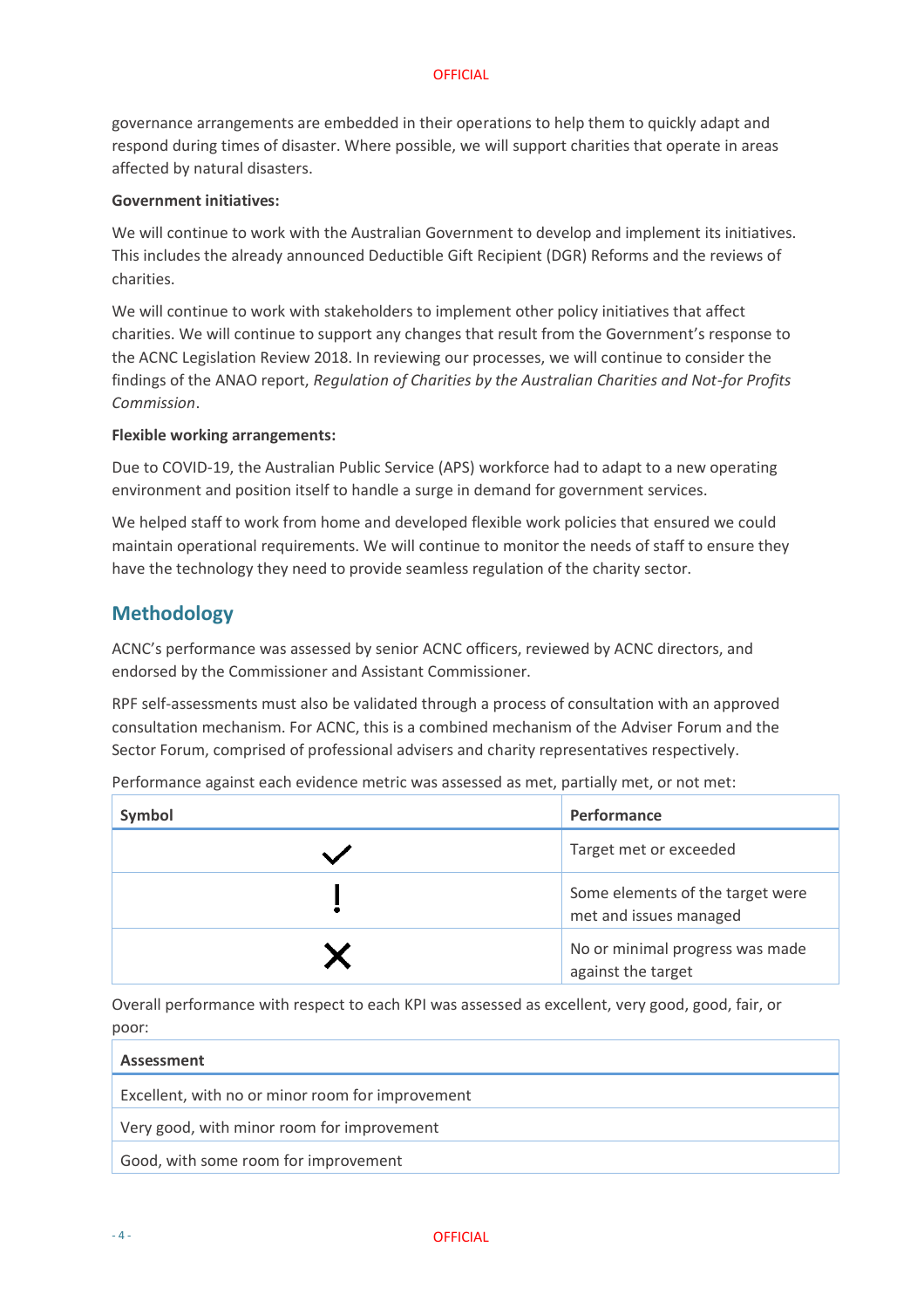governance arrangements are embedded in their operations to help them to quickly adapt and respond during times of disaster. Where possible, we will support charities that operate in areas affected by natural disasters.

**Government initiatives:**

We will continue to work with the Australian Government to develop and implement its initiatives. This includes the already announced Deductible Gift Recipient (DGR) Reforms and the reviews of charities.

We will continue to work with stakeholders to implement other policy initiatives that affect charities. We will continue to support any changes that result from the Government's response to the ACNC Legislation Review 2018. In reviewing our processes, we will continue to consider the findings of the ANAO report, *Regulation of Charities by the Australian Charities and Not-for Profits Commission*.

**Flexible working arrangements:**

Due to COVID-19, the Australian Public Service (APS) workforce had to adapt to a new operating environment and position itself to handle a surge in demand for government services.

We helped staff to work from home and developed flexible work policies that ensured we could maintain operational requirements. We will continue to monitor the needs of staff to ensure they have the technology they need to provide seamless regulation of the charity sector.

## Methodology

ACNC's performance was assessed by senior ACNC officers, reviewed by ACNC directors, and endorsed by the Commissioner and Assistant Commissioner.

RPF self-assessments must also be validated through a process of consultation with an approved consultation mechanism. For ACNC, this is a combined mechanism of the Adviser Forum and the Sector Forum, comprised of professional advisers and charity representatives respectively.

Performance against each evidence metric was assessed as met, partially met, or not met:

| Symbol | Performance |
|---|---|
| ✓ | Target met or exceeded |
| ! | Some elements of the target were met and issues managed |
| ✗ | No or minimal progress was made against the target |

Overall performance with respect to each KPI was assessed as excellent, very good, good, fair, or poor:

| Assessment |
|---|
| Excellent, with no or minor room for improvement |
| Very good, with minor room for improvement |
| Good, with some room for improvement |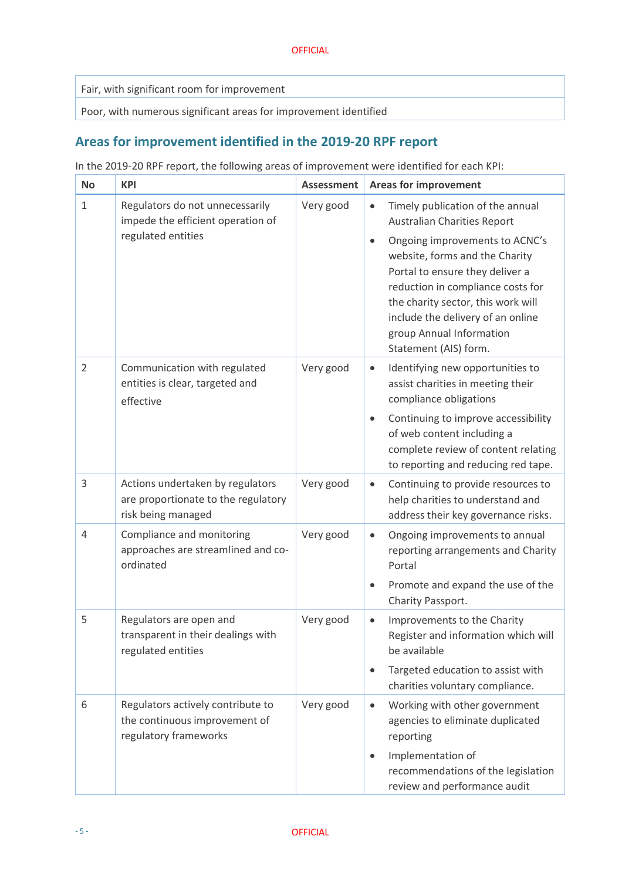| |
|---|
| Fair, with significant room for improvement |
| Poor, with numerous significant areas for improvement identified |

## Areas for improvement identified in the 2019-20 RPF report

In the 2019-20 RPF report, the following areas of improvement were identified for each KPI:

| No | KPI | Assessment | Areas for improvement |
|---|---|---|---|
| 1 | Regulators do not unnecessarily impede the efficient operation of regulated entities | Very good | • Timely publication of the annual Australian Charities Report<br>• Ongoing improvements to ACNC's website, forms and the Charity Portal to ensure they deliver a reduction in compliance costs for the charity sector, this work will include the delivery of an online group Annual Information Statement (AIS) form. |
| 2 | Communication with regulated entities is clear, targeted and effective | Very good | • Identifying new opportunities to assist charities in meeting their compliance obligations<br>• Continuing to improve accessibility of web content including a complete review of content relating to reporting and reducing red tape. |
| 3 | Actions undertaken by regulators are proportionate to the regulatory risk being managed | Very good | • Continuing to provide resources to help charities to understand and address their key governance risks. |
| 4 | Compliance and monitoring approaches are streamlined and co-ordinated | Very good | • Ongoing improvements to annual reporting arrangements and Charity Portal<br>• Promote and expand the use of the Charity Passport. |
| 5 | Regulators are open and transparent in their dealings with regulated entities | Very good | • Improvements to the Charity Register and information which will be available<br>• Targeted education to assist with charities voluntary compliance. |
| 6 | Regulators actively contribute to the continuous improvement of regulatory frameworks | Very good | • Working with other government agencies to eliminate duplicated reporting<br>• Implementation of recommendations of the legislation review and performance audit |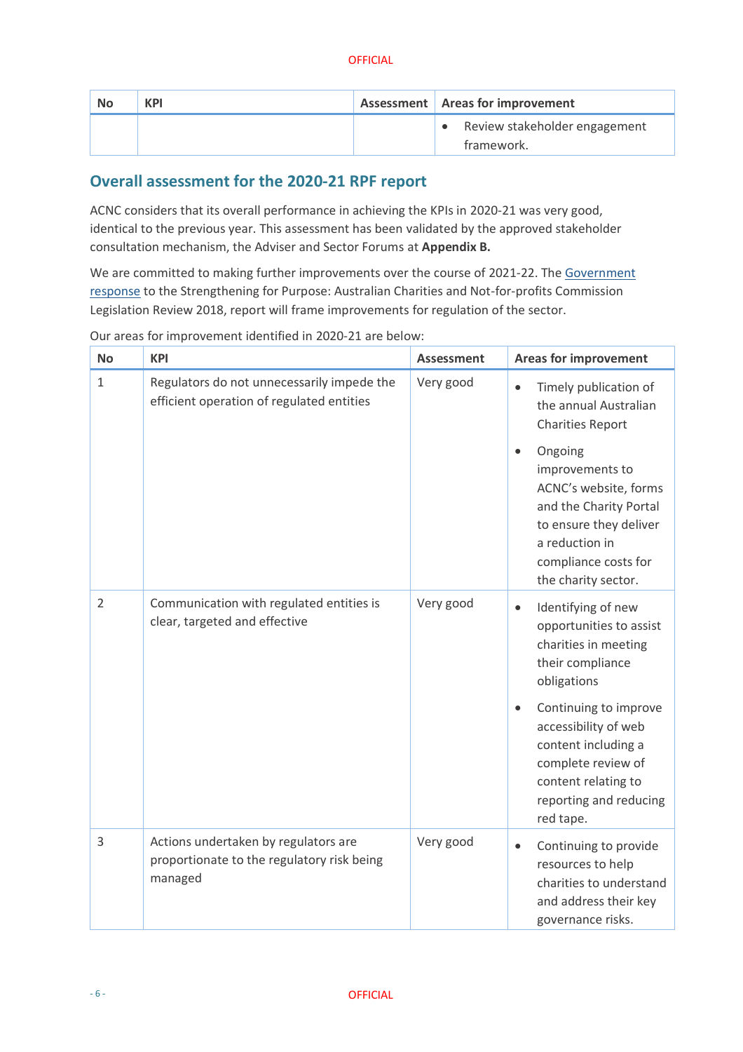| No | KPI | Assessment | Areas for improvement |
|---|---|---|---|
| | | | • Review stakeholder engagement framework. |

## Overall assessment for the 2020-21 RPF report

ACNC considers that its overall performance in achieving the KPIs in 2020-21 was very good, identical to the previous year. This assessment has been validated by the approved stakeholder consultation mechanism, the Adviser and Sector Forums at **Appendix B.**

We are committed to making further improvements over the course of 2021-22. The Government response to the Strengthening for Purpose: Australian Charities and Not-for-profits Commission Legislation Review 2018, report will frame improvements for regulation of the sector.

Our areas for improvement identified in 2020-21 are below:

| No | KPI | Assessment | Areas for improvement |
|---|---|---|---|
| 1 | Regulators do not unnecessarily impede the efficient operation of regulated entities | Very good | • Timely publication of the annual Australian Charities Report<br>• Ongoing improvements to ACNC's website, forms and the Charity Portal to ensure they deliver a reduction in compliance costs for the charity sector. |
| 2 | Communication with regulated entities is clear, targeted and effective | Very good | • Identifying of new opportunities to assist charities in meeting their compliance obligations<br>• Continuing to improve accessibility of web content including a complete review of content relating to reporting and reducing red tape. |
| 3 | Actions undertaken by regulators are proportionate to the regulatory risk being managed | Very good | • Continuing to provide resources to help charities to understand and address their key governance risks. |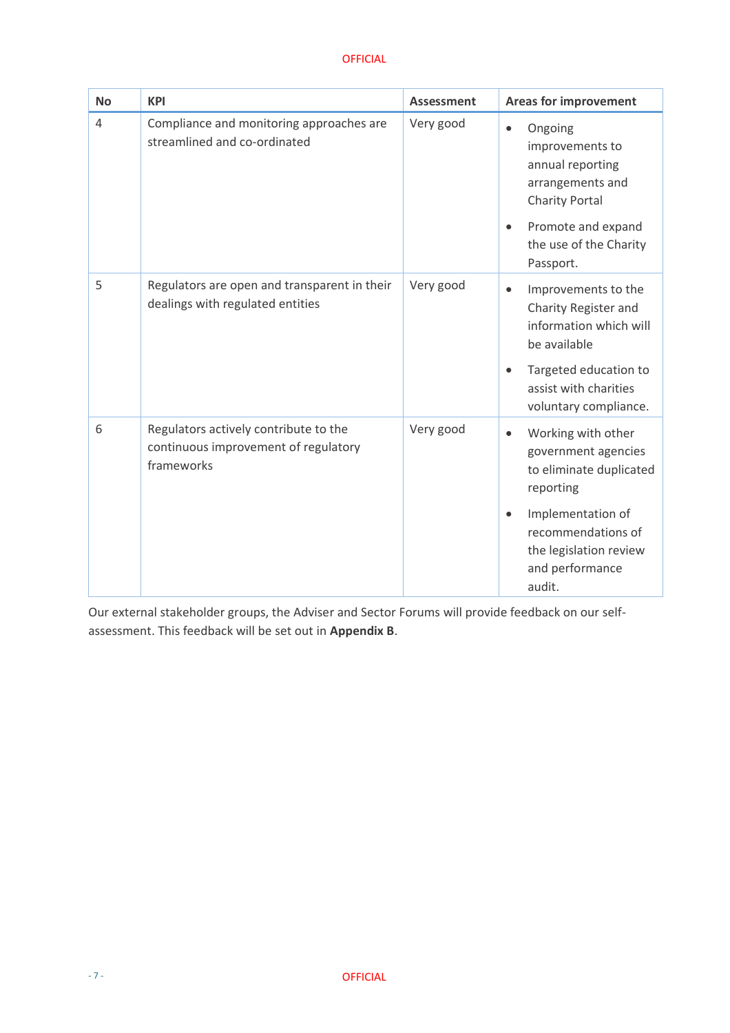| No | KPI | Assessment | Areas for improvement |
| --- | --- | --- | --- |
| 4 | Compliance and monitoring approaches are streamlined and co-ordinated | Very good | • Ongoing improvements to annual reporting arrangements and Charity Portal<br>• Promote and expand the use of the Charity Passport. |
| 5 | Regulators are open and transparent in their dealings with regulated entities | Very good | • Improvements to the Charity Register and information which will be available<br>• Targeted education to assist with charities voluntary compliance. |
| 6 | Regulators actively contribute to the continuous improvement of regulatory frameworks | Very good | • Working with other government agencies to eliminate duplicated reporting<br>• Implementation of recommendations of the legislation review and performance audit. |

Our external stakeholder groups, the Adviser and Sector Forums will provide feedback on our self-assessment. This feedback will be set out in **Appendix B**.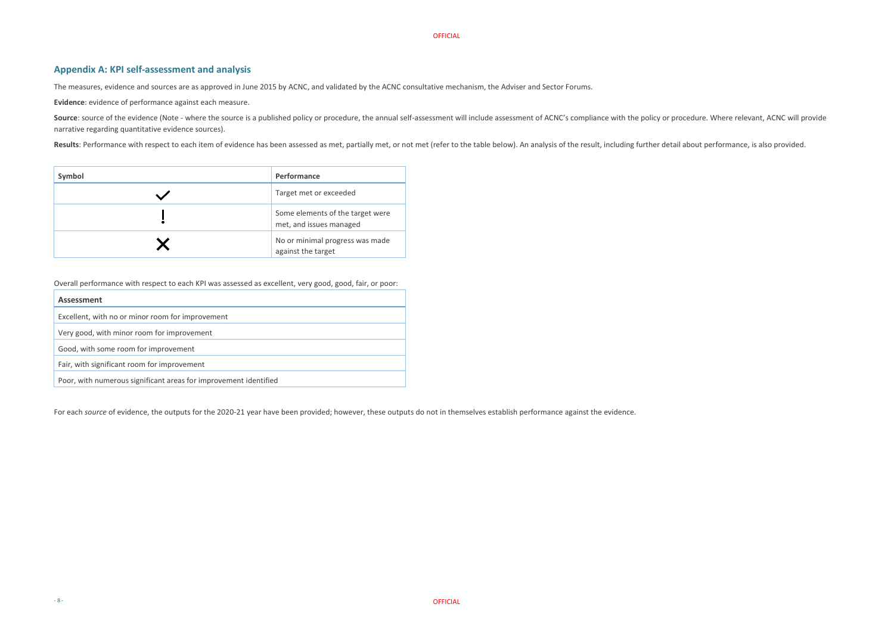## Appendix A: KPI self-assessment and analysis

The measures, evidence and sources are as approved in June 2015 by ACNC, and validated by the ACNC consultative mechanism, the Adviser and Sector Forums.

**Evidence**: evidence of performance against each measure.

**Source**: source of the evidence (Note - where the source is a published policy or procedure, the annual self-assessment will include assessment of ACNC's compliance with the policy or procedure. Where relevant, ACNC will provide narrative regarding quantitative evidence sources).

**Results**: Performance with respect to each item of evidence has been assessed as met, partially met, or not met (refer to the table below). An analysis of the result, including further detail about performance, is also provided.

| Symbol | Performance |
|---|---|
| ✓ | Target met or exceeded |
| ! | Some elements of the target were met, and issues managed |
| ✕ | No or minimal progress was made against the target |

Overall performance with respect to each KPI was assessed as excellent, very good, good, fair, or poor:

| Assessment |
|---|
| Excellent, with no or minor room for improvement |
| Very good, with minor room for improvement |
| Good, with some room for improvement |
| Fair, with significant room for improvement |
| Poor, with numerous significant areas for improvement identified |

For each *source* of evidence, the outputs for the 2020-21 year have been provided; however, these outputs do not in themselves establish performance against the evidence.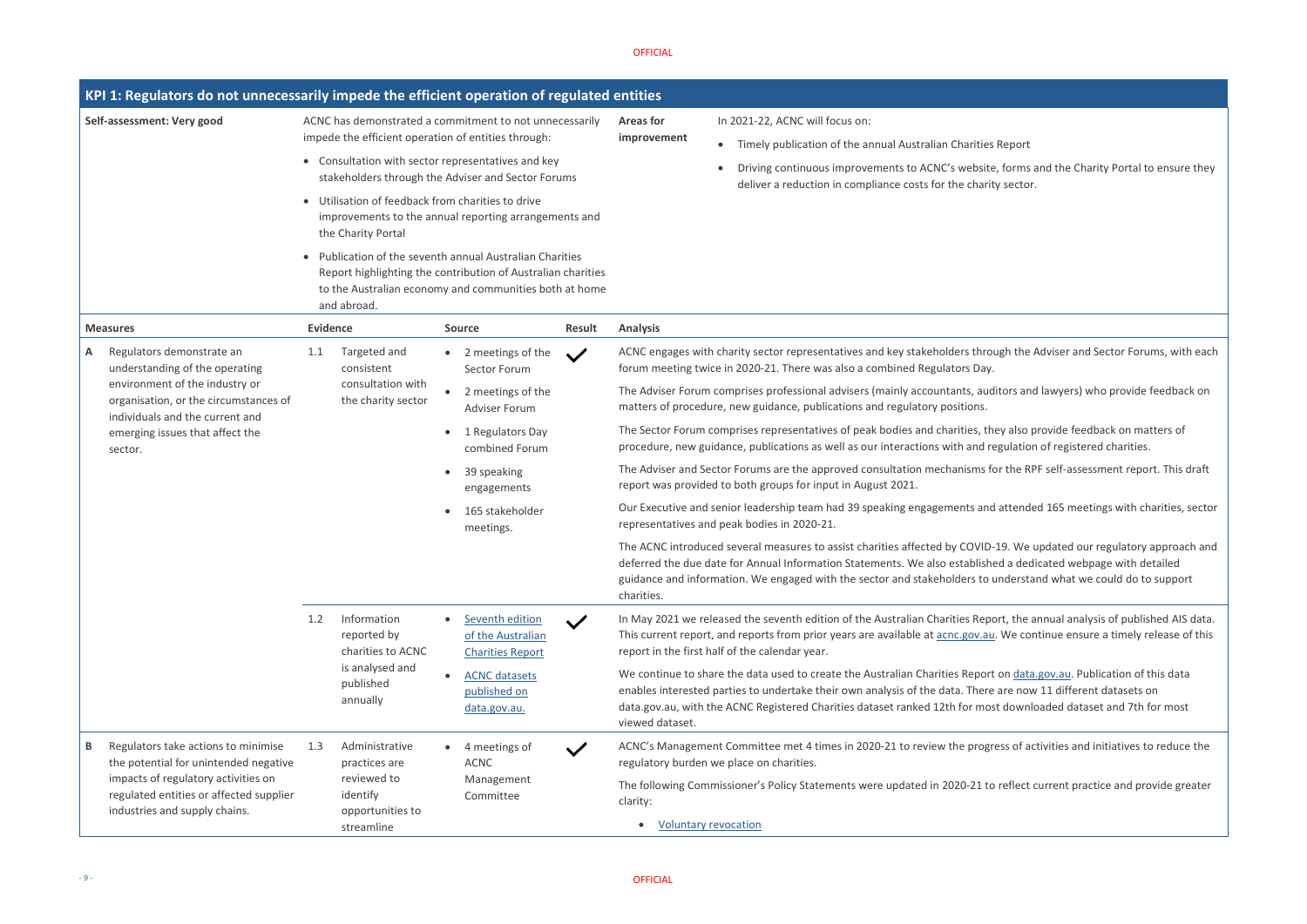## KPI 1: Regulators do not unnecessarily impede the efficient operation of regulated entities

**Self-assessment: Very good**

ACNC has demonstrated a commitment to not unnecessarily impede the efficient operation of entities through:

- Consultation with sector representatives and key stakeholders through the Adviser and Sector Forums
- Utilisation of feedback from charities to drive improvements to the annual reporting arrangements and the Charity Portal
- Publication of the seventh annual Australian Charities Report highlighting the contribution of Australian charities to the Australian economy and communities both at home and abroad.

**Areas for improvement**

In 2021-22, ACNC will focus on:

- Timely publication of the annual Australian Charities Report
- Driving continuous improvements to ACNC's website, forms and the Charity Portal to ensure they deliver a reduction in compliance costs for the charity sector.

| Measures | Evidence | Source | Result | Analysis |
|---|---|---|---|---|
| **A** Regulators demonstrate an understanding of the operating environment of the industry or organisation, or the circumstances of individuals and the current and emerging issues that affect the sector. | 1.1 Targeted and consistent consultation with the charity sector | • 2 meetings of the Sector Forum<br>• 2 meetings of the Adviser Forum<br>• 1 Regulators Day combined Forum<br>• 39 speaking engagements<br>• 165 stakeholder meetings. | ✓ | ACNC engages with charity sector representatives and key stakeholders through the Adviser and Sector Forums, with each forum meeting twice in 2020-21. There was also a combined Regulators Day.<br><br>The Adviser Forum comprises professional advisers (mainly accountants, auditors and lawyers) who provide feedback on matters of procedure, new guidance, publications and regulatory positions.<br><br>The Sector Forum comprises representatives of peak bodies and charities, they also provide feedback on matters of procedure, new guidance, publications as well as our interactions with and regulation of registered charities.<br><br>The Adviser and Sector Forums are the approved consultation mechanisms for the RPF self-assessment report. This draft report was provided to both groups for input in August 2021.<br><br>Our Executive and senior leadership team had 39 speaking engagements and attended 165 meetings with charities, sector representatives and peak bodies in 2020-21.<br><br>The ACNC introduced several measures to assist charities affected by COVID-19. We updated our regulatory approach and deferred the due date for Annual Information Statements. We also established a dedicated webpage with detailed guidance and information. We engaged with the sector and stakeholders to understand what we could do to support charities. |
| | 1.2 Information reported by charities to ACNC is analysed and published annually | • Seventh edition of the Australian Charities Report<br>• ACNC datasets published on data.gov.au. | ✓ | In May 2021 we released the seventh edition of the Australian Charities Report, the annual analysis of published AIS data. This current report, and reports from prior years are available at acnc.gov.au. We continue ensure a timely release of this report in the first half of the calendar year.<br><br>We continue to share the data used to create the Australian Charities Report on data.gov.au. Publication of this data enables interested parties to undertake their own analysis of the data. There are now 11 different datasets on data.gov.au, with the ACNC Registered Charities dataset ranked 12th for most downloaded dataset and 7th for most viewed dataset. |
| **B** Regulators take actions to minimise the potential for unintended negative impacts of regulatory activities on regulated entities or affected supplier industries and supply chains. | 1.3 Administrative practices are reviewed to identify opportunities to streamline | • 4 meetings of ACNC Management Committee | ✓ | ACNC's Management Committee met 4 times in 2020-21 to review the progress of activities and initiatives to reduce the regulatory burden we place on charities.<br><br>The following Commissioner's Policy Statements were updated in 2020-21 to reflect current practice and provide greater clarity:<br><br>• Voluntary revocation |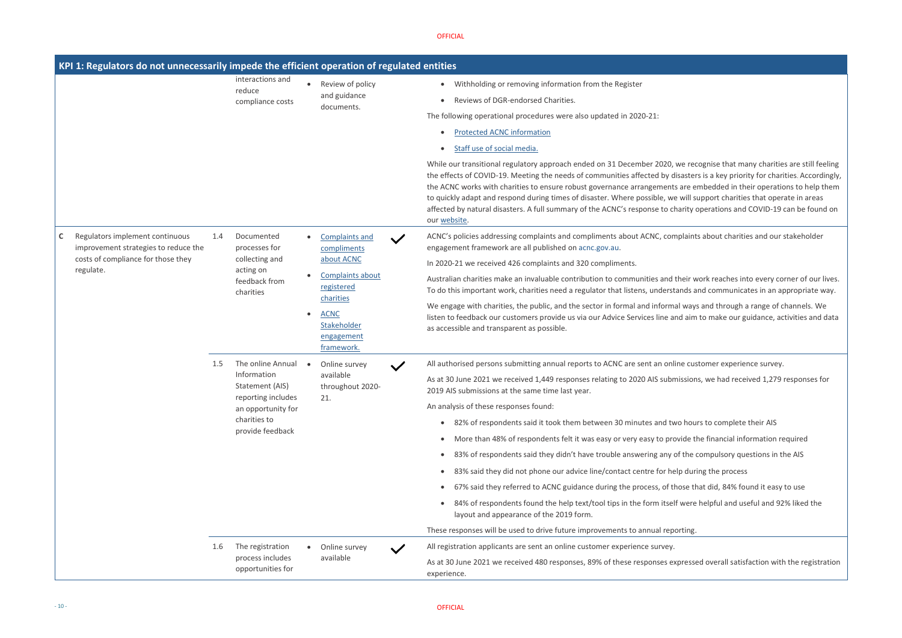## KPI 1: Regulators do not unnecessarily impede the efficient operation of regulated entities

| | | | | | | |
|---|---|---|---|---|---|---|
| | | | interactions and reduce compliance costs | • Review of policy and guidance documents. | | • Withholding or removing information from the Register<br>• Reviews of DGR-endorsed Charities.<br>The following operational procedures were also updated in 2020-21:<br>• Protected ACNC information<br>• Staff use of social media.<br>While our transitional regulatory approach ended on 31 December 2020, we recognise that many charities are still feeling the effects of COVID-19. Meeting the needs of communities affected by disasters is a key priority for charities. Accordingly, the ACNC works with charities to ensure robust governance arrangements are embedded in their operations to help them to quickly adapt and respond during times of disaster. Where possible, we will support charities that operate in areas affected by natural disasters. A full summary of the ACNC's response to charity operations and COVID-19 can be found on our website. |
| C | Regulators implement continuous improvement strategies to reduce the costs of compliance for those they regulate. | 1.4 | Documented processes for collecting and acting on feedback from charities | • Complaints and compliments about ACNC<br>• Complaints about registered charities<br>• ACNC Stakeholder engagement framework. | ✓ | ACNC's policies addressing complaints and compliments about ACNC, complaints about charities and our stakeholder engagement framework are all published on acnc.gov.au.<br>In 2020-21 we received 426 complaints and 320 compliments.<br>Australian charities make an invaluable contribution to communities and their work reaches into every corner of our lives. To do this important work, charities need a regulator that listens, understands and communicates in an appropriate way.<br>We engage with charities, the public, and the sector in formal and informal ways and through a range of channels. We listen to feedback our customers provide us via our Advice Services line and aim to make our guidance, activities and data as accessible and transparent as possible. |
| | | 1.5 | The online Annual Information Statement (AIS) reporting includes an opportunity for charities to provide feedback | • Online survey available throughout 2020-21. | ✓ | All authorised persons submitting annual reports to ACNC are sent an online customer experience survey.<br>As at 30 June 2021 we received 1,449 responses relating to 2020 AIS submissions, we had received 1,279 responses for 2019 AIS submissions at the same time last year.<br>An analysis of these responses found:<br>• 82% of respondents said it took them between 30 minutes and two hours to complete their AIS<br>• More than 48% of respondents felt it was easy or very easy to provide the financial information required<br>• 83% of respondents said they didn't have trouble answering any of the compulsory questions in the AIS<br>• 83% said they did not phone our advice line/contact centre for help during the process<br>• 67% said they referred to ACNC guidance during the process, of those that did, 84% found it easy to use<br>• 84% of respondents found the help text/tool tips in the form itself were helpful and useful and 92% liked the layout and appearance of the 2019 form.<br>These responses will be used to drive future improvements to annual reporting. |
| | | 1.6 | The registration process includes opportunities for | • Online survey available | ✓ | All registration applicants are sent an online customer experience survey.<br>As at 30 June 2021 we received 480 responses, 89% of these responses expressed overall satisfaction with the registration experience. |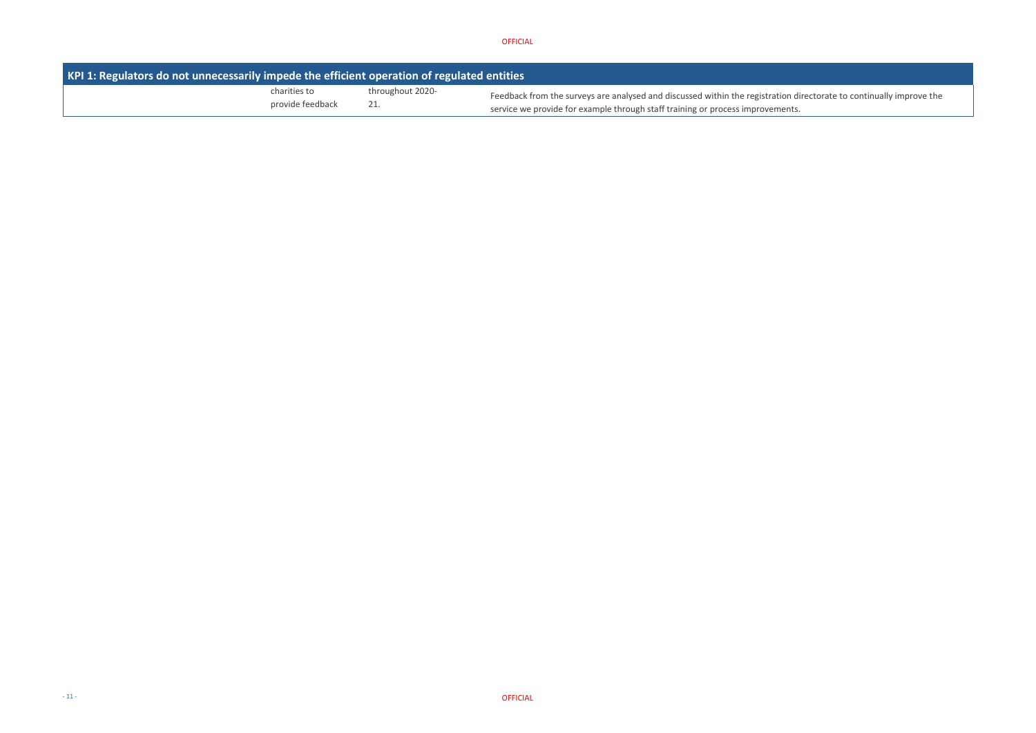| KPI 1: Regulators do not unnecessarily impede the efficient operation of regulated entities | | | |
|---|---|---|---|
| | charities to provide feedback | throughout 2020-21. | Feedback from the surveys are analysed and discussed within the registration directorate to continually improve the service we provide for example through staff training or process improvements. |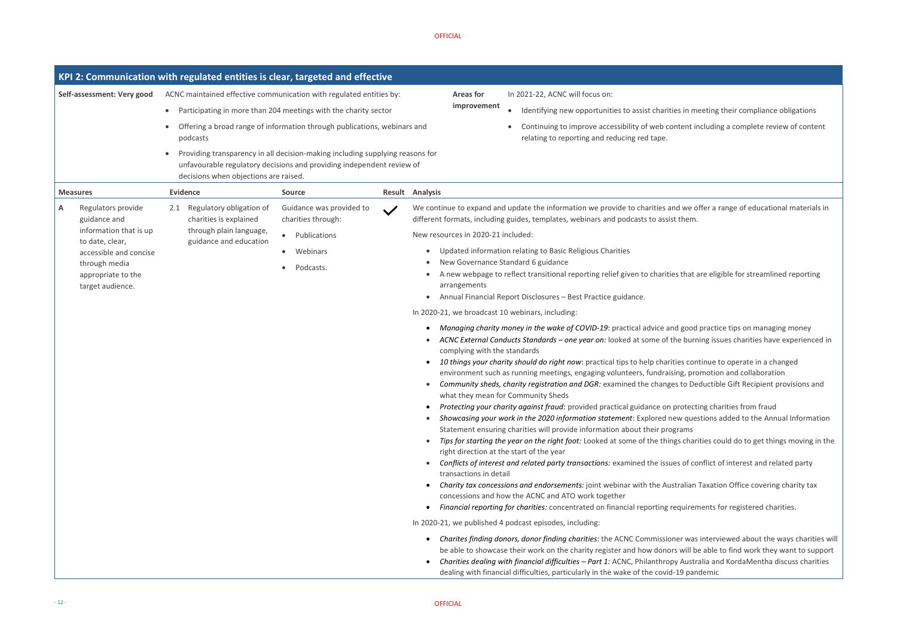## KPI 2: Communication with regulated entities is clear, targeted and effective

**Self-assessment: Very good**

ACNC maintained effective communication with regulated entities by:

- Participating in more than 204 meetings with the charity sector
- Offering a broad range of information through publications, webinars and podcasts
- Providing transparency in all decision-making including supplying reasons for unfavourable regulatory decisions and providing independent review of decisions when objections are raised.

**Areas for improvement**

In 2021-22, ACNC will focus on:

- Identifying new opportunities to assist charities in meeting their compliance obligations
- Continuing to improve accessibility of web content including a complete review of content relating to reporting and reducing red tape.

| Measures | Evidence | Source | Result | Analysis |
|---|---|---|---|---|
| **A** Regulators provide guidance and information that is up to date, clear, accessible and concise through media appropriate to the target audience. | 2.1 Regulatory obligation of charities is explained through plain language, guidance and education | Guidance was provided to charities through:<br>• Publications<br>• Webinars<br>• Podcasts. | ✓ | We continue to expand and update the information we provide to charities and we offer a range of educational materials in different formats, including guides, templates, webinars and podcasts to assist them.<br><br>New resources in 2020-21 included:<br>• Updated information relating to Basic Religious Charities<br>• New Governance Standard 6 guidance<br>• A new webpage to reflect transitional reporting relief given to charities that are eligible for streamlined reporting arrangements<br>• Annual Financial Report Disclosures – Best Practice guidance.<br><br>In 2020-21, we broadcast 10 webinars, including:<br>• *Managing charity money in the wake of COVID-19*: practical advice and good practice tips on managing money<br>• *ACNC External Conducts Standards – one year on:* looked at some of the burning issues charities have experienced in complying with the standards<br>• *10 things your charity should do right now*: practical tips to help charities continue to operate in a changed environment such as running meetings, engaging volunteers, fundraising, promotion and collaboration<br>• *Community sheds, charity registration and DGR:* examined the changes to Deductible Gift Recipient provisions and what they mean for Community Sheds<br>• *Protecting your charity against fraud:* provided practical guidance on protecting charities from fraud<br>• *Showcasing your work in the 2020 information statement*: Explored new questions added to the Annual Information Statement ensuring charities will provide information about their programs<br>• *Tips for starting the year on the right foot:* Looked at some of the things charities could do to get things moving in the right direction at the start of the year<br>• *Conflicts of interest and related party transactions:* examined the issues of conflict of interest and related party transactions in detail<br>• *Charity tax concessions and endorsements:* joint webinar with the Australian Taxation Office covering charity tax concessions and how the ACNC and ATO work together<br>• *Financial reporting for charities:* concentrated on financial reporting requirements for registered charities.<br><br>In 2020-21, we published 4 podcast episodes, including:<br>• *Charites finding donors, donor finding charities*: the ACNC Commissioner was interviewed about the ways charities will be able to showcase their work on the charity register and how donors will be able to find work they want to support<br>• *Charities dealing with financial difficulties – Part 1:* ACNC, Philanthropy Australia and KordaMentha discuss charities dealing with financial difficulties, particularly in the wake of the covid-19 pandemic |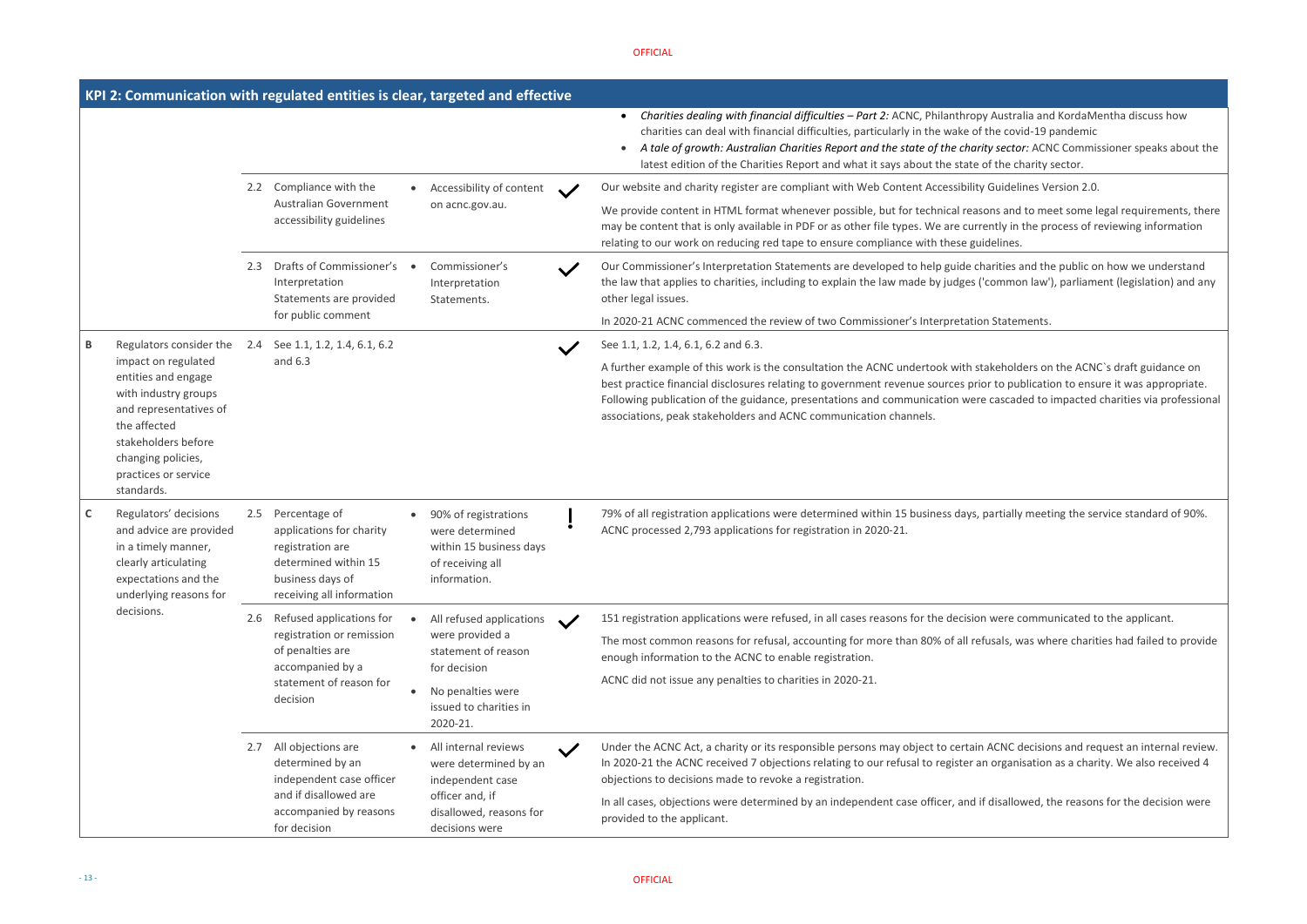## KPI 2: Communication with regulated entities is clear, targeted and effective

| | | | | | |
|---|---|---|---|---|---|
| | | | | | • *Charities dealing with financial difficulties – Part 2:* ACNC, Philanthropy Australia and KordaMentha discuss how charities can deal with financial difficulties, particularly in the wake of the covid-19 pandemic<br>• *A tale of growth: Australian Charities Report and the state of the charity sector:* ACNC Commissioner speaks about the latest edition of the Charities Report and what it says about the state of the charity sector. |
| | | 2.2 Compliance with the Australian Government accessibility guidelines | • Accessibility of content on acnc.gov.au. | ✓ | Our website and charity register are compliant with Web Content Accessibility Guidelines Version 2.0.<br><br>We provide content in HTML format whenever possible, but for technical reasons and to meet some legal requirements, there may be content that is only available in PDF or as other file types. We are currently in the process of reviewing information relating to our work on reducing red tape to ensure compliance with these guidelines. |
| | | 2.3 Drafts of Commissioner's Interpretation Statements are provided for public comment | • Commissioner's Interpretation Statements. | ✓ | Our Commissioner's Interpretation Statements are developed to help guide charities and the public on how we understand the law that applies to charities, including to explain the law made by judges ('common law'), parliament (legislation) and any other legal issues.<br><br>In 2020-21 ACNC commenced the review of two Commissioner's Interpretation Statements. |
| B | Regulators consider the impact on regulated entities and engage with industry groups and representatives of the affected stakeholders before changing policies, practices or service standards. | 2.4 See 1.1, 1.2, 1.4, 6.1, 6.2 and 6.3 | | ✓ | See 1.1, 1.2, 1.4, 6.1, 6.2 and 6.3.<br><br>A further example of this work is the consultation the ACNC undertook with stakeholders on the ACNC`s draft guidance on best practice financial disclosures relating to government revenue sources prior to publication to ensure it was appropriate. Following publication of the guidance, presentations and communication were cascaded to impacted charities via professional associations, peak stakeholders and ACNC communication channels. |
| C | Regulators' decisions and advice are provided in a timely manner, clearly articulating expectations and the underlying reasons for decisions. | 2.5 Percentage of applications for charity registration are determined within 15 business days of receiving all information | • 90% of registrations were determined within 15 business days of receiving all information. | ! | 79% of all registration applications were determined within 15 business days, partially meeting the service standard of 90%. ACNC processed 2,793 applications for registration in 2020-21. |
| | | 2.6 Refused applications for registration or remission of penalties are accompanied by a statement of reason for decision | • All refused applications were provided a statement of reason for decision<br>• No penalties were issued to charities in 2020-21. | ✓ | 151 registration applications were refused, in all cases reasons for the decision were communicated to the applicant.<br><br>The most common reasons for refusal, accounting for more than 80% of all refusals, was where charities had failed to provide enough information to the ACNC to enable registration.<br><br>ACNC did not issue any penalties to charities in 2020-21. |
| | | 2.7 All objections are determined by an independent case officer and if disallowed are accompanied by reasons for decision | • All internal reviews were determined by an independent case officer and, if disallowed, reasons for decisions were | ✓ | Under the ACNC Act, a charity or its responsible persons may object to certain ACNC decisions and request an internal review. In 2020-21 the ACNC received 7 objections relating to our refusal to register an organisation as a charity. We also received 4 objections to decisions made to revoke a registration.<br><br>In all cases, objections were determined by an independent case officer, and if disallowed, the reasons for the decision were provided to the applicant. |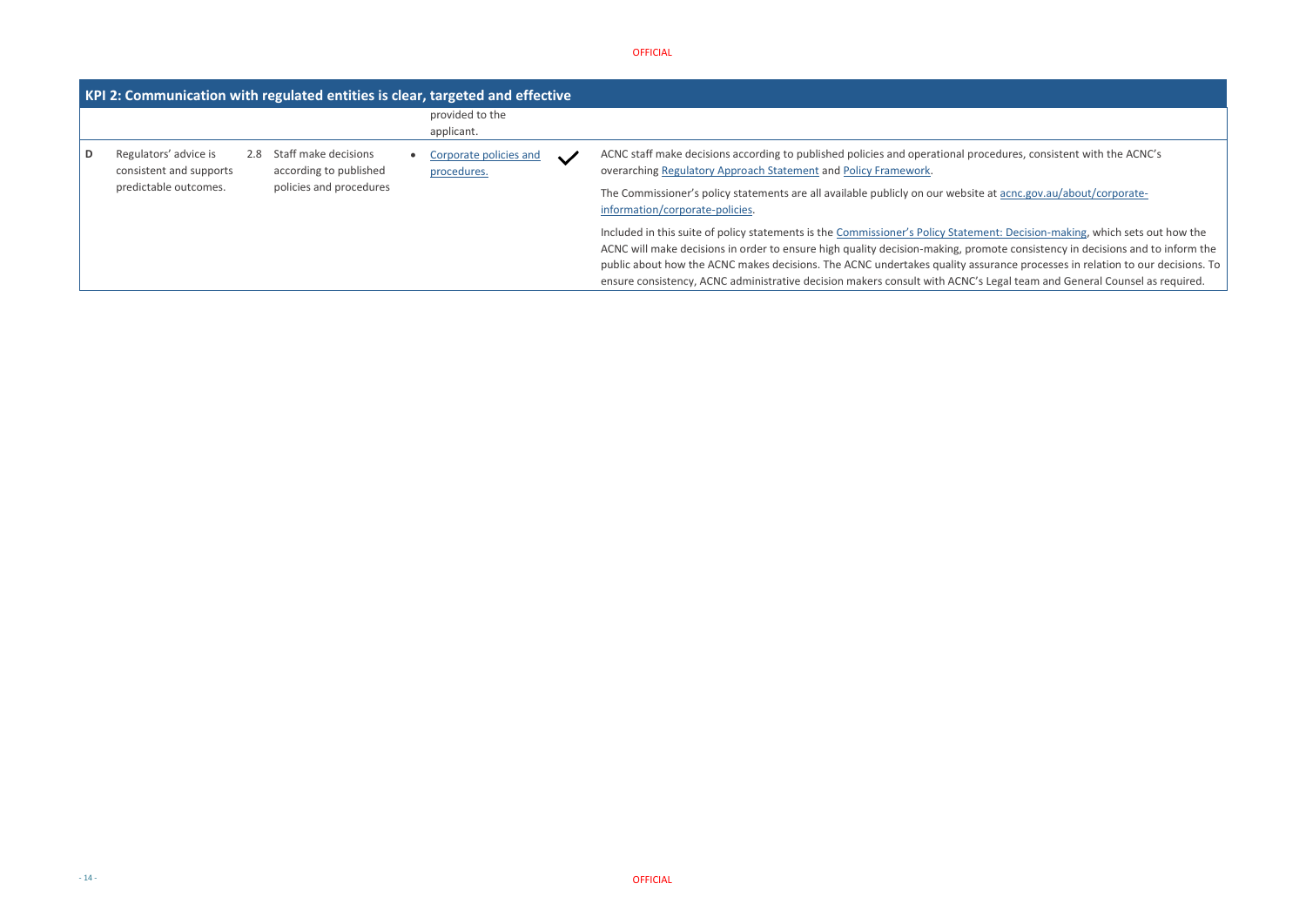| KPI 2: Communication with regulated entities is clear, targeted and effective | | | | | | |
|---|---|---|---|---|---|---|
| | | | | provided to the applicant. | | |
| D | Regulators' advice is consistent and supports predictable outcomes. | 2.8 | Staff make decisions according to published policies and procedures | • Corporate policies and procedures. | ✓ | ACNC staff make decisions according to published policies and operational procedures, consistent with the ACNC's overarching Regulatory Approach Statement and Policy Framework. <br><br> The Commissioner's policy statements are all available publicly on our website at acnc.gov.au/about/corporate-information/corporate-policies. <br><br> Included in this suite of policy statements is the Commissioner's Policy Statement: Decision-making, which sets out how the ACNC will make decisions in order to ensure high quality decision-making, promote consistency in decisions and to inform the public about how the ACNC makes decisions. The ACNC undertakes quality assurance processes in relation to our decisions. To ensure consistency, ACNC administrative decision makers consult with ACNC's Legal team and General Counsel as required. |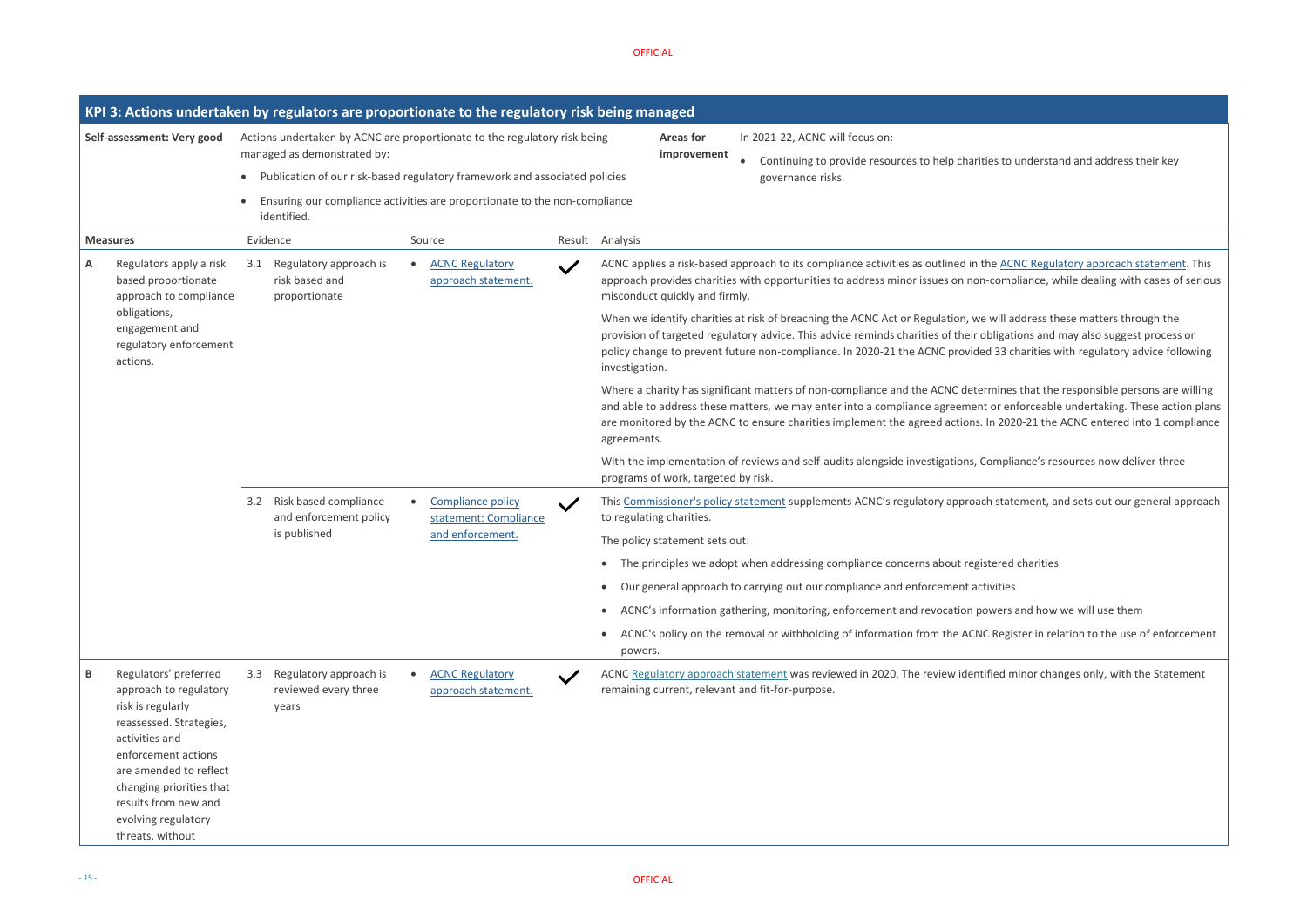## KPI 3: Actions undertaken by regulators are proportionate to the regulatory risk being managed

**Self-assessment: Very good**

Actions undertaken by ACNC are proportionate to the regulatory risk being managed as demonstrated by:

- Publication of our risk-based regulatory framework and associated policies
- Ensuring our compliance activities are proportionate to the non-compliance identified.

**Areas for improvement**

In 2021-22, ACNC will focus on:

- Continuing to provide resources to help charities to understand and address their key governance risks.

| Measures | Evidence | Source | Result | Analysis |
|---|---|---|---|---|
| **A** Regulators apply a risk based proportionate approach to compliance obligations, engagement and regulatory enforcement actions. | 3.1 Regulatory approach is risk based and proportionate | • ACNC Regulatory approach statement. | ✓ | ACNC applies a risk-based approach to its compliance activities as outlined in the ACNC Regulatory approach statement. This approach provides charities with opportunities to address minor issues on non-compliance, while dealing with cases of serious misconduct quickly and firmly.<br><br>When we identify charities at risk of breaching the ACNC Act or Regulation, we will address these matters through the provision of targeted regulatory advice. This advice reminds charities of their obligations and may also suggest process or policy change to prevent future non-compliance. In 2020-21 the ACNC provided 33 charities with regulatory advice following investigation.<br><br>Where a charity has significant matters of non-compliance and the ACNC determines that the responsible persons are willing and able to address these matters, we may enter into a compliance agreement or enforceable undertaking. These action plans are monitored by the ACNC to ensure charities implement the agreed actions. In 2020-21 the ACNC entered into 1 compliance agreements.<br><br>With the implementation of reviews and self-audits alongside investigations, Compliance's resources now deliver three programs of work, targeted by risk. |
| | 3.2 Risk based compliance and enforcement policy is published | • Compliance policy statement: Compliance and enforcement. | ✓ | This Commissioner's policy statement supplements ACNC's regulatory approach statement, and sets out our general approach to regulating charities.<br><br>The policy statement sets out:<br><br>• The principles we adopt when addressing compliance concerns about registered charities<br>• Our general approach to carrying out our compliance and enforcement activities<br>• ACNC's information gathering, monitoring, enforcement and revocation powers and how we will use them<br>• ACNC's policy on the removal or withholding of information from the ACNC Register in relation to the use of enforcement powers. |
| **B** Regulators' preferred approach to regulatory risk is regularly reassessed. Strategies, activities and enforcement actions are amended to reflect changing priorities that results from new and evolving regulatory threats, without | 3.3 Regulatory approach is reviewed every three years | • ACNC Regulatory approach statement. | ✓ | ACNC Regulatory approach statement was reviewed in 2020. The review identified minor changes only, with the Statement remaining current, relevant and fit-for-purpose. |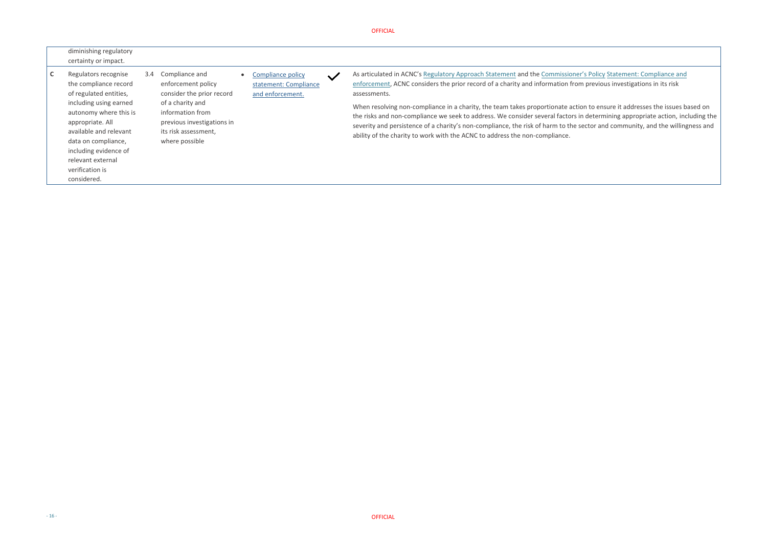| | | | | | |
|---|---|---|---|---|---|
| | diminishing regulatory certainty or impact. | | | | |
| **C** | Regulators recognise the compliance record of regulated entities, including using earned autonomy where this is appropriate. All available and relevant data on compliance, including evidence of relevant external verification is considered. | 3.4 Compliance and enforcement policy consider the prior record of a charity and information from previous investigations in its risk assessment, where possible | • Compliance policy statement: Compliance and enforcement. | ✓ | As articulated in ACNC's Regulatory Approach Statement and the Commissioner's Policy Statement: Compliance and enforcement, ACNC considers the prior record of a charity and information from previous investigations in its risk assessments.<br><br>When resolving non-compliance in a charity, the team takes proportionate action to ensure it addresses the issues based on the risks and non-compliance we seek to address. We consider several factors in determining appropriate action, including the severity and persistence of a charity's non-compliance, the risk of harm to the sector and community, and the willingness and ability of the charity to work with the ACNC to address the non-compliance. |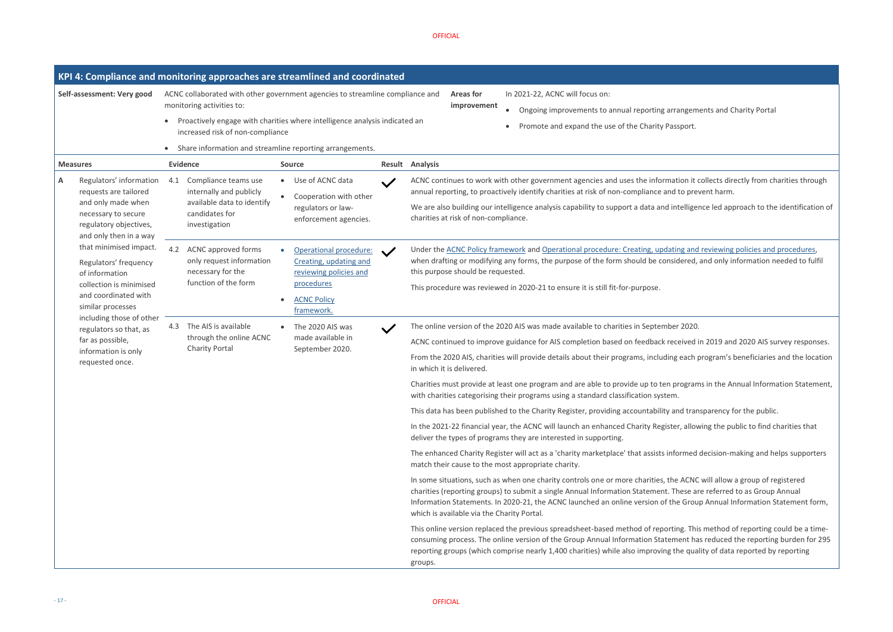## KPI 4: Compliance and monitoring approaches are streamlined and coordinated

**Self-assessment: Very good**

ACNC collaborated with other government agencies to streamline compliance and monitoring activities to:

- Proactively engage with charities where intelligence analysis indicated an increased risk of non-compliance
- Share information and streamline reporting arrangements.

**Areas for improvement**

In 2021-22, ACNC will focus on:

- Ongoing improvements to annual reporting arrangements and Charity Portal
- Promote and expand the use of the Charity Passport.

| Measures | Evidence | Source | Result | Analysis |
|---|---|---|---|---|
| **A** Regulators' information requests are tailored and only made when necessary to secure regulatory objectives, and only then in a way that minimised impact. Regulators' frequency of information collection is minimised and coordinated with similar processes including those of other regulators so that, as far as possible, information is only requested once. | 4.1 Compliance teams use internally and publicly available data to identify candidates for investigation | • Use of ACNC data<br>• Cooperation with other regulators or law-enforcement agencies. | ✓ | ACNC continues to work with other government agencies and uses the information it collects directly from charities through annual reporting, to proactively identify charities at risk of non-compliance and to prevent harm.<br>We are also building our intelligence analysis capability to support a data and intelligence led approach to the identification of charities at risk of non-compliance. |
| | 4.2 ACNC approved forms only request information necessary for the function of the form | • Operational procedure: Creating, updating and reviewing policies and procedures<br>• ACNC Policy framework. | ✓ | Under the ACNC Policy framework and Operational procedure: Creating, updating and reviewing policies and procedures, when drafting or modifying any forms, the purpose of the form should be considered, and only information needed to fulfil this purpose should be requested.<br>This procedure was reviewed in 2020-21 to ensure it is still fit-for-purpose. |
| | 4.3 The AIS is available through the online ACNC Charity Portal | • The 2020 AIS was made available in September 2020. | ✓ | The online version of the 2020 AIS was made available to charities in September 2020.<br>ACNC continued to improve guidance for AIS completion based on feedback received in 2019 and 2020 AIS survey responses.<br>From the 2020 AIS, charities will provide details about their programs, including each program's beneficiaries and the location in which it is delivered.<br>Charities must provide at least one program and are able to provide up to ten programs in the Annual Information Statement, with charities categorising their programs using a standard classification system.<br>This data has been published to the Charity Register, providing accountability and transparency for the public.<br>In the 2021-22 financial year, the ACNC will launch an enhanced Charity Register, allowing the public to find charities that deliver the types of programs they are interested in supporting.<br>The enhanced Charity Register will act as a 'charity marketplace' that assists informed decision-making and helps supporters match their cause to the most appropriate charity.<br>In some situations, such as when one charity controls one or more charities, the ACNC will allow a group of registered charities (reporting groups) to submit a single Annual Information Statement. These are referred to as Group Annual Information Statements. In 2020-21, the ACNC launched an online version of the Group Annual Information Statement form, which is available via the Charity Portal.<br>This online version replaced the previous spreadsheet-based method of reporting. This method of reporting could be a time-consuming process. The online version of the Group Annual Information Statement has reduced the reporting burden for 295 reporting groups (which comprise nearly 1,400 charities) while also improving the quality of data reported by reporting groups. |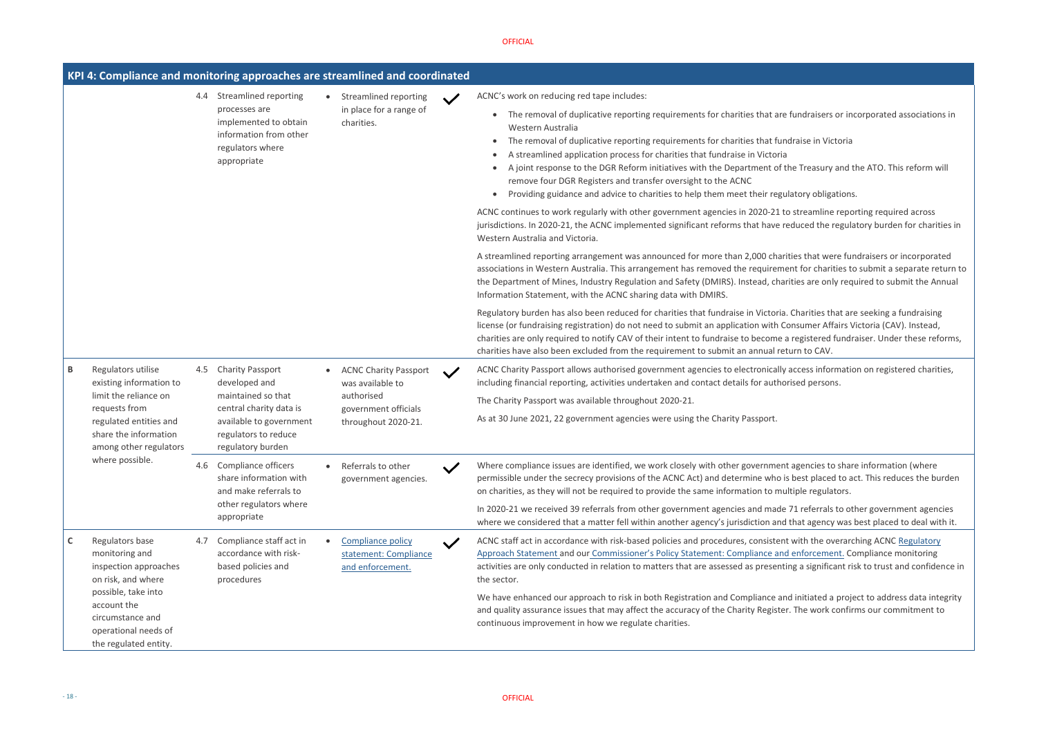## KPI 4: Compliance and monitoring approaches are streamlined and coordinated

| | | | | | |
|---|---|---|---|---|---|
| | | 4.4 Streamlined reporting processes are implemented to obtain information from other regulators where appropriate | • Streamlined reporting in place for a range of charities. | ✓ | ACNC's work on reducing red tape includes:<br>• The removal of duplicative reporting requirements for charities that are fundraisers or incorporated associations in Western Australia<br>• The removal of duplicative reporting requirements for charities that fundraise in Victoria<br>• A streamlined application process for charities that fundraise in Victoria<br>• A joint response to the DGR Reform initiatives with the Department of the Treasury and the ATO. This reform will remove four DGR Registers and transfer oversight to the ACNC<br>• Providing guidance and advice to charities to help them meet their regulatory obligations.<br><br>ACNC continues to work regularly with other government agencies in 2020-21 to streamline reporting required across jurisdictions. In 2020-21, the ACNC implemented significant reforms that have reduced the regulatory burden for charities in Western Australia and Victoria.<br><br>A streamlined reporting arrangement was announced for more than 2,000 charities that were fundraisers or incorporated associations in Western Australia. This arrangement has removed the requirement for charities to submit a separate return to the Department of Mines, Industry Regulation and Safety (DMIRS). Instead, charities are only required to submit the Annual Information Statement, with the ACNC sharing data with DMIRS.<br><br>Regulatory burden has also been reduced for charities that fundraise in Victoria. Charities that are seeking a fundraising license (or fundraising registration) do not need to submit an application with Consumer Affairs Victoria (CAV). Instead, charities are only required to notify CAV of their intent to fundraise to become a registered fundraiser. Under these reforms, charities have also been excluded from the requirement to submit an annual return to CAV. |
| **B** | Regulators utilise existing information to limit the reliance on requests from regulated entities and share the information among other regulators where possible. | 4.5 Charity Passport developed and maintained so that central charity data is available to government regulators to reduce regulatory burden | • ACNC Charity Passport was available to authorised government officials throughout 2020-21. | ✓ | ACNC Charity Passport allows authorised government agencies to electronically access information on registered charities, including financial reporting, activities undertaken and contact details for authorised persons.<br><br>The Charity Passport was available throughout 2020-21.<br><br>As at 30 June 2021, 22 government agencies were using the Charity Passport. |
| | | 4.6 Compliance officers share information with and make referrals to other regulators where appropriate | • Referrals to other government agencies. | ✓ | Where compliance issues are identified, we work closely with other government agencies to share information (where permissible under the secrecy provisions of the ACNC Act) and determine who is best placed to act. This reduces the burden on charities, as they will not be required to provide the same information to multiple regulators.<br><br>In 2020-21 we received 39 referrals from other government agencies and made 71 referrals to other government agencies where we considered that a matter fell within another agency's jurisdiction and that agency was best placed to deal with it. |
| **C** | Regulators base monitoring and inspection approaches on risk, and where possible, take into account the circumstance and operational needs of the regulated entity. | 4.7 Compliance staff act in accordance with risk-based policies and procedures | • Compliance policy statement: Compliance and enforcement. | ✓ | ACNC staff act in accordance with risk-based policies and procedures, consistent with the overarching ACNC Regulatory Approach Statement and our Commissioner's Policy Statement: Compliance and enforcement. Compliance monitoring activities are only conducted in relation to matters that are assessed as presenting a significant risk to trust and confidence in the sector.<br><br>We have enhanced our approach to risk in both Registration and Compliance and initiated a project to address data integrity and quality assurance issues that may affect the accuracy of the Charity Register. The work confirms our commitment to continuous improvement in how we regulate charities. |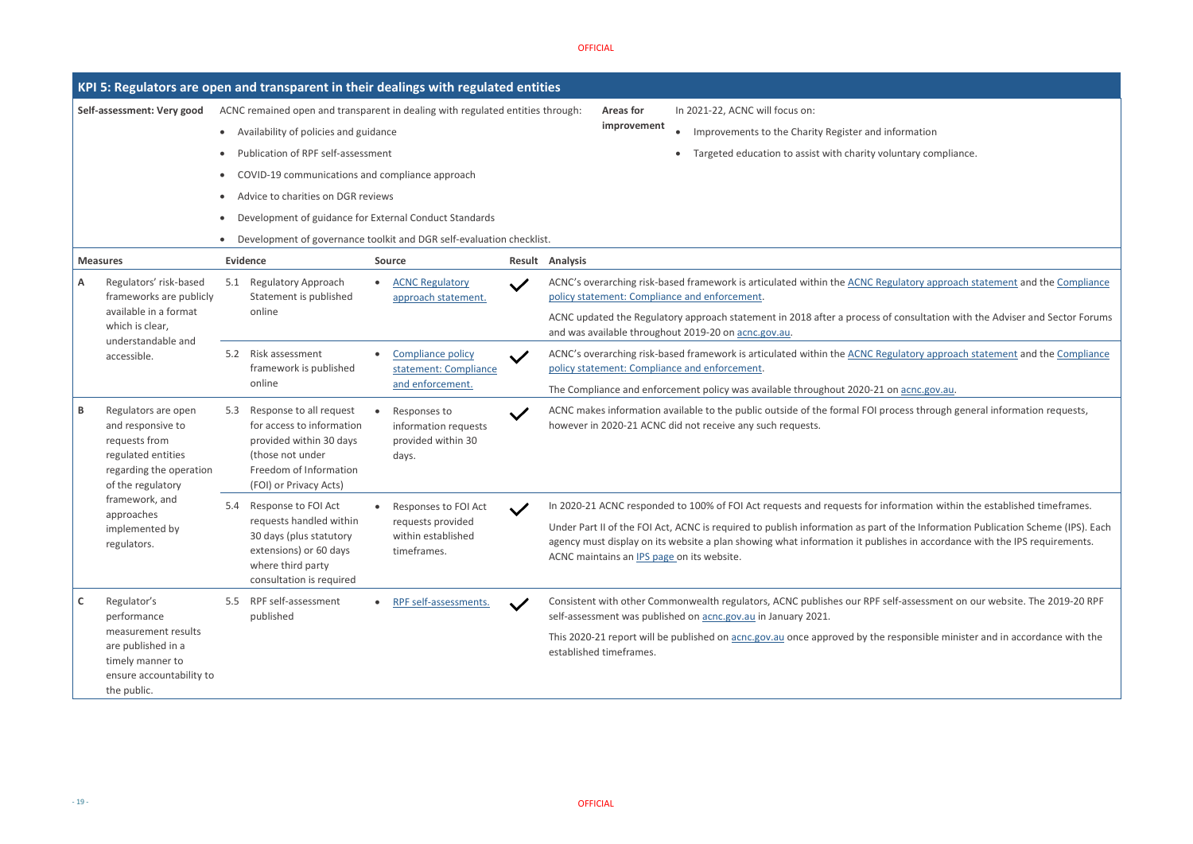## KPI 5: Regulators are open and transparent in their dealings with regulated entities

**Self-assessment: Very good**

ACNC remained open and transparent in dealing with regulated entities through:

- Availability of policies and guidance
- Publication of RPF self-assessment
- COVID-19 communications and compliance approach
- Advice to charities on DGR reviews
- Development of guidance for External Conduct Standards
- Development of governance toolkit and DGR self-evaluation checklist.

**Areas for improvement**

In 2021-22, ACNC will focus on:

- Improvements to the Charity Register and information
- Targeted education to assist with charity voluntary compliance.

| Measures | | Evidence | Source | Result | Analysis |
|---|---|---|---|---|---|
| A | Regulators' risk-based frameworks are publicly available in a format which is clear, understandable and accessible. | 5.1 Regulatory Approach Statement is published online | • ACNC Regulatory approach statement. | ✓ | ACNC's overarching risk-based framework is articulated within the ACNC Regulatory approach statement and the Compliance policy statement: Compliance and enforcement.<br><br>ACNC updated the Regulatory approach statement in 2018 after a process of consultation with the Adviser and Sector Forums and was available throughout 2019-20 on acnc.gov.au. |
| | | 5.2 Risk assessment framework is published online | • Compliance policy statement: Compliance and enforcement. | ✓ | ACNC's overarching risk-based framework is articulated within the ACNC Regulatory approach statement and the Compliance policy statement: Compliance and enforcement.<br><br>The Compliance and enforcement policy was available throughout 2020-21 on acnc.gov.au. |
| B | Regulators are open and responsive to requests from regulated entities regarding the operation of the regulatory framework, and approaches implemented by regulators. | 5.3 Response to all request for access to information provided within 30 days (those not under Freedom of Information (FOI) or Privacy Acts) | • Responses to information requests provided within 30 days. | ✓ | ACNC makes information available to the public outside of the formal FOI process through general information requests, however in 2020-21 ACNC did not receive any such requests. |
| | | 5.4 Response to FOI Act requests handled within 30 days (plus statutory extensions) or 60 days where third party consultation is required | • Responses to FOI Act requests provided within established timeframes. | ✓ | In 2020-21 ACNC responded to 100% of FOI Act requests and requests for information within the established timeframes.<br><br>Under Part II of the FOI Act, ACNC is required to publish information as part of the Information Publication Scheme (IPS). Each agency must display on its website a plan showing what information it publishes in accordance with the IPS requirements. ACNC maintains an IPS page on its website. |
| C | Regulator's performance measurement results are published in a timely manner to ensure accountability to the public. | 5.5 RPF self-assessment published | • RPF self-assessments. | ✓ | Consistent with other Commonwealth regulators, ACNC publishes our RPF self-assessment on our website. The 2019-20 RPF self-assessment was published on acnc.gov.au in January 2021.<br><br>This 2020-21 report will be published on acnc.gov.au once approved by the responsible minister and in accordance with the established timeframes. |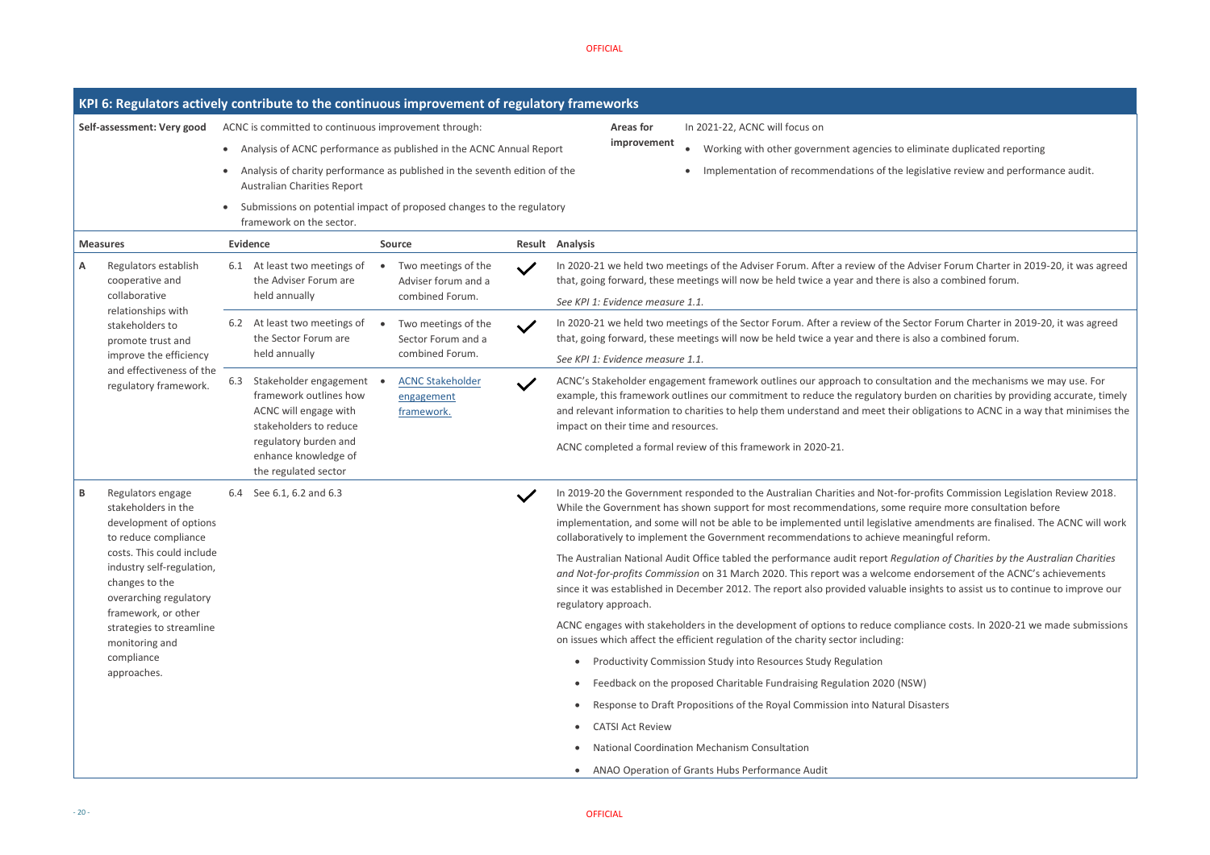## KPI 6: Regulators actively contribute to the continuous improvement of regulatory frameworks

**Self-assessment: Very good**

ACNC is committed to continuous improvement through:

- Analysis of ACNC performance as published in the ACNC Annual Report
- Analysis of charity performance as published in the seventh edition of the Australian Charities Report
- Submissions on potential impact of proposed changes to the regulatory framework on the sector.

**Areas for improvement**

In 2021-22, ACNC will focus on

- Working with other government agencies to eliminate duplicated reporting
- Implementation of recommendations of the legislative review and performance audit.

| Measures | | Evidence | Source | Result | Analysis |
|---|---|---|---|---|---|
| A | Regulators establish cooperative and collaborative relationships with stakeholders to promote trust and improve the efficiency and effectiveness of the regulatory framework. | 6.1 At least two meetings of the Adviser Forum are held annually | • Two meetings of the Adviser forum and a combined Forum. | ✓ | In 2020-21 we held two meetings of the Adviser Forum. After a review of the Adviser Forum Charter in 2019-20, it was agreed that, going forward, these meetings will now be held twice a year and there is also a combined forum. *See KPI 1: Evidence measure 1.1.* |
| | | 6.2 At least two meetings of the Sector Forum are held annually | • Two meetings of the Sector Forum and a combined Forum. | ✓ | In 2020-21 we held two meetings of the Sector Forum. After a review of the Sector Forum Charter in 2019-20, it was agreed that, going forward, these meetings will now be held twice a year and there is also a combined forum. *See KPI 1: Evidence measure 1.1.* |
| | | 6.3 Stakeholder engagement framework outlines how ACNC will engage with stakeholders to reduce regulatory burden and enhance knowledge of the regulated sector | • ACNC Stakeholder engagement framework. | ✓ | ACNC's Stakeholder engagement framework outlines our approach to consultation and the mechanisms we may use. For example, this framework outlines our commitment to reduce the regulatory burden on charities by providing accurate, timely and relevant information to charities to help them understand and meet their obligations to ACNC in a way that minimises the impact on their time and resources. ACNC completed a formal review of this framework in 2020-21. |
| B | Regulators engage stakeholders in the development of options to reduce compliance costs. This could include industry self-regulation, changes to the overarching regulatory framework, or other strategies to streamline monitoring and compliance approaches. | 6.4 See 6.1, 6.2 and 6.3 | | ✓ | In 2019-20 the Government responded to the Australian Charities and Not-for-profits Commission Legislation Review 2018. While the Government has shown support for most recommendations, some require more consultation before implementation, and some will not be able to be implemented until legislative amendments are finalised. The ACNC will work collaboratively to implement the Government recommendations to achieve meaningful reform. The Australian National Audit Office tabled the performance audit report *Regulation of Charities by the Australian Charities and Not-for-profits Commission* on 31 March 2020. This report was a welcome endorsement of the ACNC's achievements since it was established in December 2012. The report also provided valuable insights to assist us to continue to improve our regulatory approach. ACNC engages with stakeholders in the development of options to reduce compliance costs. In 2020-21 we made submissions on issues which affect the efficient regulation of the charity sector including: • Productivity Commission Study into Resources Study Regulation • Feedback on the proposed Charitable Fundraising Regulation 2020 (NSW) • Response to Draft Propositions of the Royal Commission into Natural Disasters • CATSI Act Review • National Coordination Mechanism Consultation • ANAO Operation of Grants Hubs Performance Audit |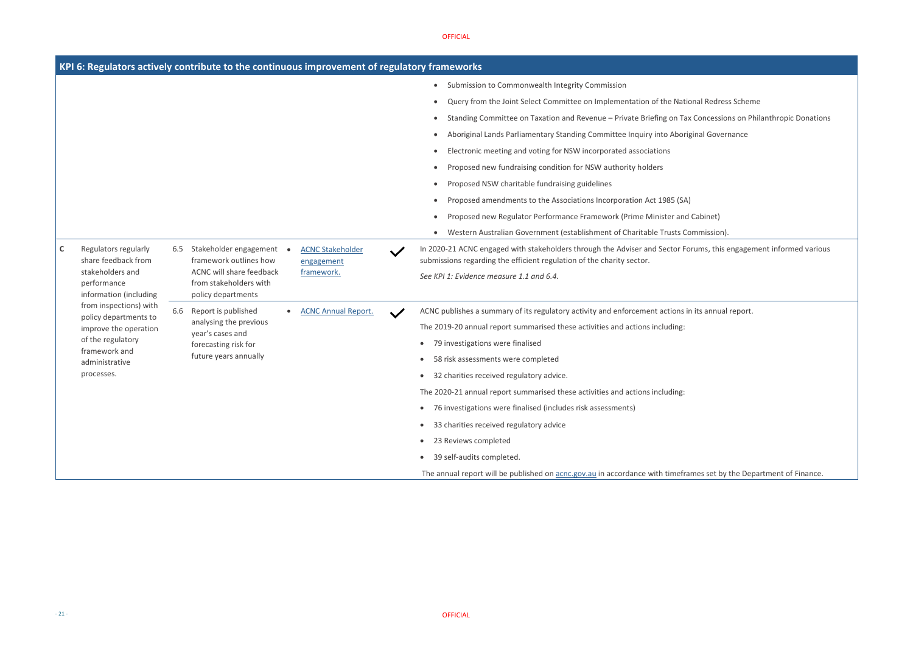| KPI 6: Regulators actively contribute to the continuous improvement of regulatory frameworks | | | | | |
|---|---|---|---|---|---|
| | | | | | • Submission to Commonwealth Integrity Commission<br>• Query from the Joint Select Committee on Implementation of the National Redress Scheme<br>• Standing Committee on Taxation and Revenue – Private Briefing on Tax Concessions on Philanthropic Donations<br>• Aboriginal Lands Parliamentary Standing Committee Inquiry into Aboriginal Governance<br>• Electronic meeting and voting for NSW incorporated associations<br>• Proposed new fundraising condition for NSW authority holders<br>• Proposed NSW charitable fundraising guidelines<br>• Proposed amendments to the Associations Incorporation Act 1985 (SA)<br>• Proposed new Regulator Performance Framework (Prime Minister and Cabinet)<br>• Western Australian Government (establishment of Charitable Trusts Commission). |
| C | Regulators regularly share feedback from stakeholders and performance information (including from inspections) with policy departments to improve the operation of the regulatory framework and administrative processes. | 6.5 Stakeholder engagement framework outlines how ACNC will share feedback from stakeholders with policy departments | • ACNC Stakeholder engagement framework. | ✓ | In 2020-21 ACNC engaged with stakeholders through the Adviser and Sector Forums, this engagement informed various submissions regarding the efficient regulation of the charity sector.<br>*See KPI 1: Evidence measure 1.1 and 6.4.* |
| | | 6.6 Report is published analysing the previous year's cases and forecasting risk for future years annually | • ACNC Annual Report. | ✓ | ACNC publishes a summary of its regulatory activity and enforcement actions in its annual report.<br>The 2019-20 annual report summarised these activities and actions including:<br>• 79 investigations were finalised<br>• 58 risk assessments were completed<br>• 32 charities received regulatory advice.<br>The 2020-21 annual report summarised these activities and actions including:<br>• 76 investigations were finalised (includes risk assessments)<br>• 33 charities received regulatory advice<br>• 23 Reviews completed<br>• 39 self-audits completed.<br>The annual report will be published on acnc.gov.au in accordance with timeframes set by the Department of Finance. |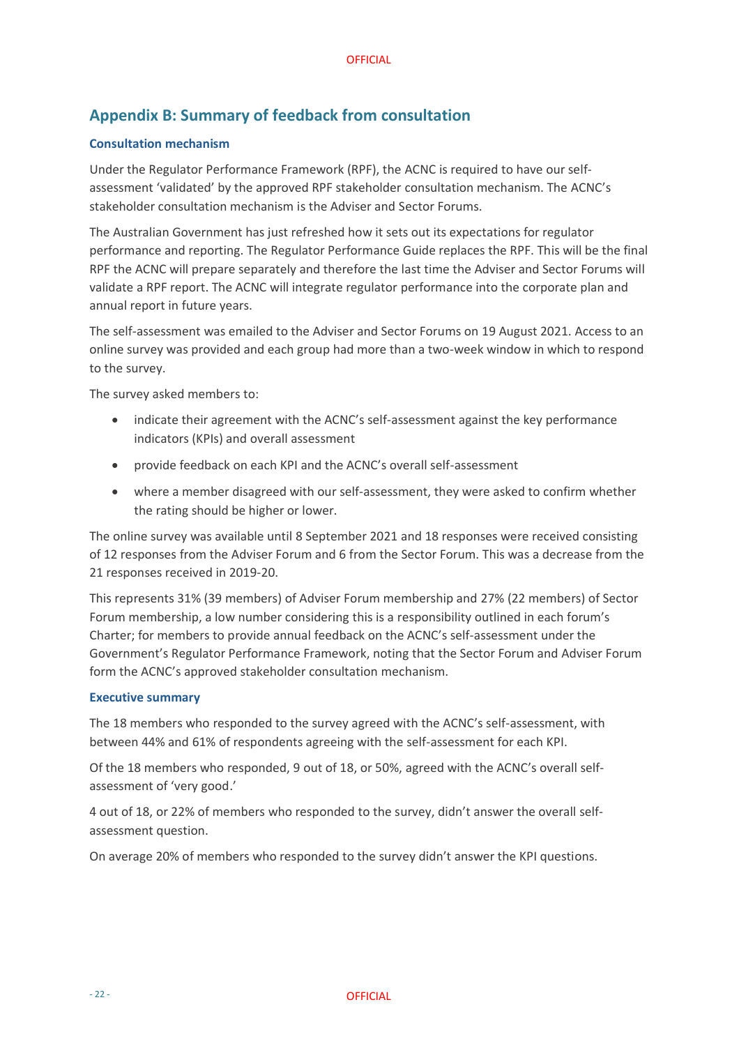## Appendix B: Summary of feedback from consultation

### Consultation mechanism

Under the Regulator Performance Framework (RPF), the ACNC is required to have our self-assessment 'validated' by the approved RPF stakeholder consultation mechanism. The ACNC's stakeholder consultation mechanism is the Adviser and Sector Forums.

The Australian Government has just refreshed how it sets out its expectations for regulator performance and reporting. The Regulator Performance Guide replaces the RPF. This will be the final RPF the ACNC will prepare separately and therefore the last time the Adviser and Sector Forums will validate a RPF report. The ACNC will integrate regulator performance into the corporate plan and annual report in future years.

The self-assessment was emailed to the Adviser and Sector Forums on 19 August 2021. Access to an online survey was provided and each group had more than a two-week window in which to respond to the survey.

The survey asked members to:

- indicate their agreement with the ACNC's self-assessment against the key performance indicators (KPIs) and overall assessment
- provide feedback on each KPI and the ACNC's overall self-assessment
- where a member disagreed with our self-assessment, they were asked to confirm whether the rating should be higher or lower.

The online survey was available until 8 September 2021 and 18 responses were received consisting of 12 responses from the Adviser Forum and 6 from the Sector Forum. This was a decrease from the 21 responses received in 2019-20.

This represents 31% (39 members) of Adviser Forum membership and 27% (22 members) of Sector Forum membership, a low number considering this is a responsibility outlined in each forum's Charter; for members to provide annual feedback on the ACNC's self-assessment under the Government's Regulator Performance Framework, noting that the Sector Forum and Adviser Forum form the ACNC's approved stakeholder consultation mechanism.

### Executive summary

The 18 members who responded to the survey agreed with the ACNC's self-assessment, with between 44% and 61% of respondents agreeing with the self-assessment for each KPI.

Of the 18 members who responded, 9 out of 18, or 50%, agreed with the ACNC's overall self-assessment of 'very good.'

4 out of 18, or 22% of members who responded to the survey, didn't answer the overall self-assessment question.

On average 20% of members who responded to the survey didn't answer the KPI questions.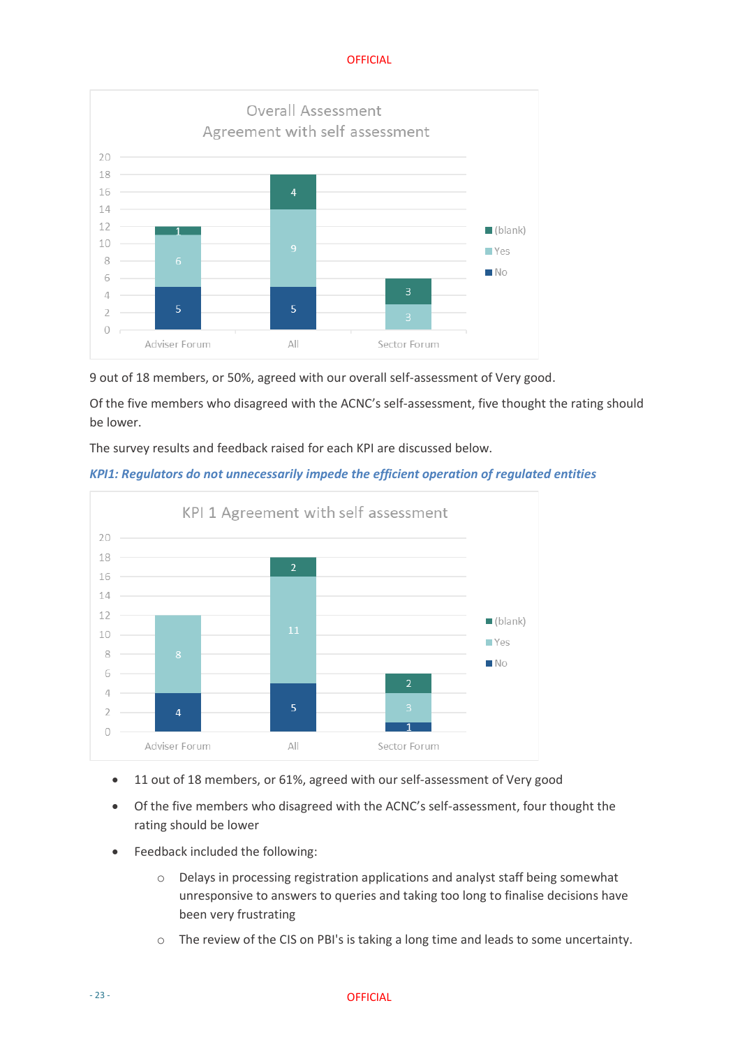**Overall Assessment**
**Agreement with self assessment**

| | Adviser Forum | All | Sector Forum |
|---|---|---|---|
| No | 5 | 5 | |
| Yes | 6 | 9 | 3 |
| (blank) | 1 | 4 | 3 |

9 out of 18 members, or 50%, agreed with our overall self-assessment of Very good.

Of the five members who disagreed with the ACNC's self-assessment, five thought the rating should be lower.

The survey results and feedback raised for each KPI are discussed below.

### *KPI1: Regulators do not unnecessarily impede the efficient operation of regulated entities*

**KPI 1 Agreement with self assessment**

| | Adviser Forum | All | Sector Forum |
|---|---|---|---|
| No | 4 | 5 | 1 |
| Yes | 8 | 11 | 3 |
| (blank) | | 2 | 2 |

- 11 out of 18 members, or 61%, agreed with our self-assessment of Very good
- Of the five members who disagreed with the ACNC's self-assessment, four thought the rating should be lower
- Feedback included the following:
  - Delays in processing registration applications and analyst staff being somewhat unresponsive to answers to queries and taking too long to finalise decisions have been very frustrating
  - The review of the CIS on PBI's is taking a long time and leads to some uncertainty.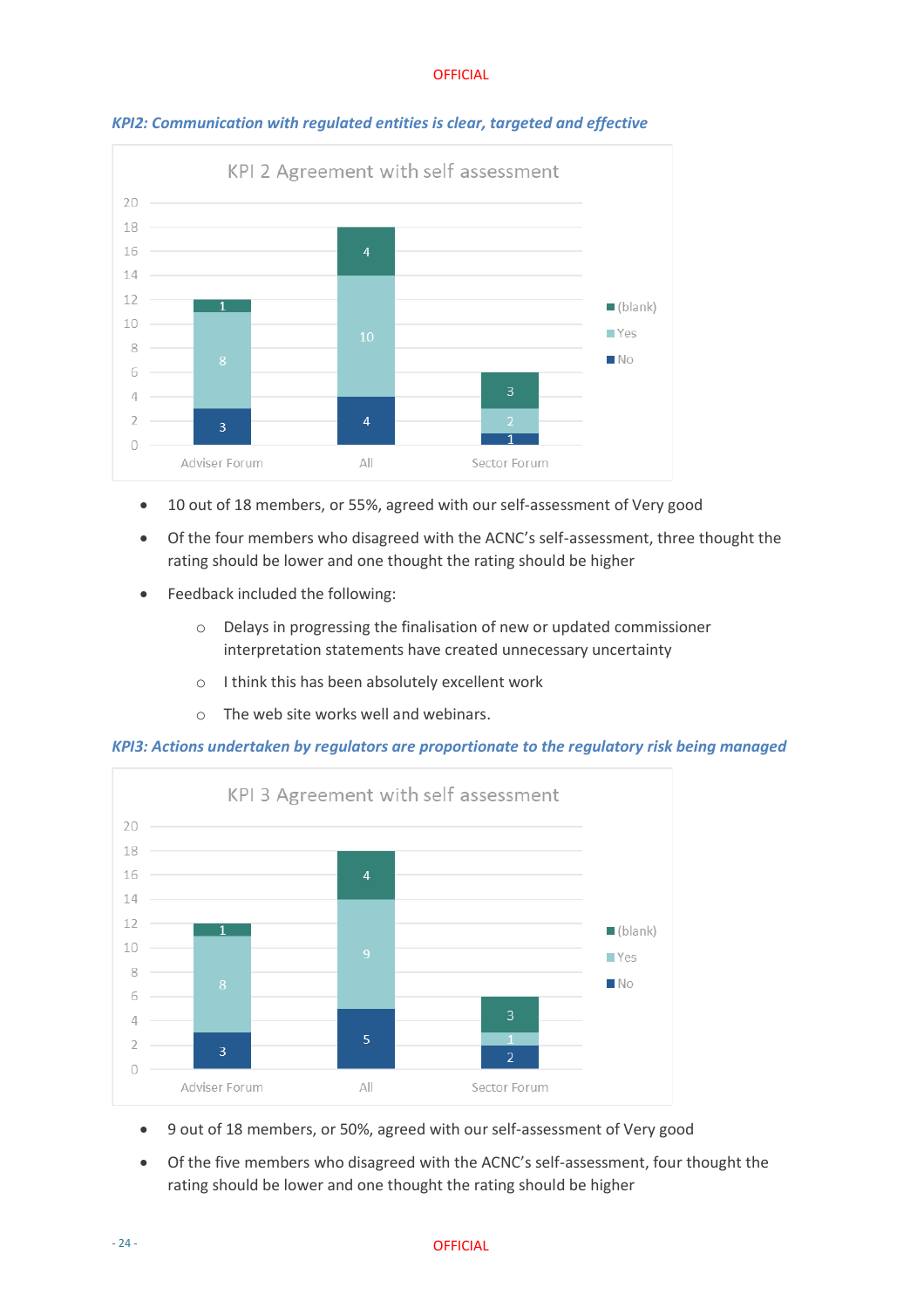***KPI2: Communication with regulated entities is clear, targeted and effective***

KPI 2 Agreement with self assessment

| | No | Yes | (blank) |
|---|---|---|---|
| Adviser Forum | 3 | 8 | 1 |
| All | 4 | 10 | 4 |
| Sector Forum | 1 | 2 | 3 |

- 10 out of 18 members, or 55%, agreed with our self-assessment of Very good
- Of the four members who disagreed with the ACNC's self-assessment, three thought the rating should be lower and one thought the rating should be higher
- Feedback included the following:
  - Delays in progressing the finalisation of new or updated commissioner interpretation statements have created unnecessary uncertainty
  - I think this has been absolutely excellent work
  - The web site works well and webinars.

***KPI3: Actions undertaken by regulators are proportionate to the regulatory risk being managed***

KPI 3 Agreement with self assessment

| | No | Yes | (blank) |
|---|---|---|---|
| Adviser Forum | 3 | 8 | 1 |
| All | 5 | 9 | 4 |
| Sector Forum | 2 | 1 | 3 |

- 9 out of 18 members, or 50%, agreed with our self-assessment of Very good
- Of the five members who disagreed with the ACNC's self-assessment, four thought the rating should be lower and one thought the rating should be higher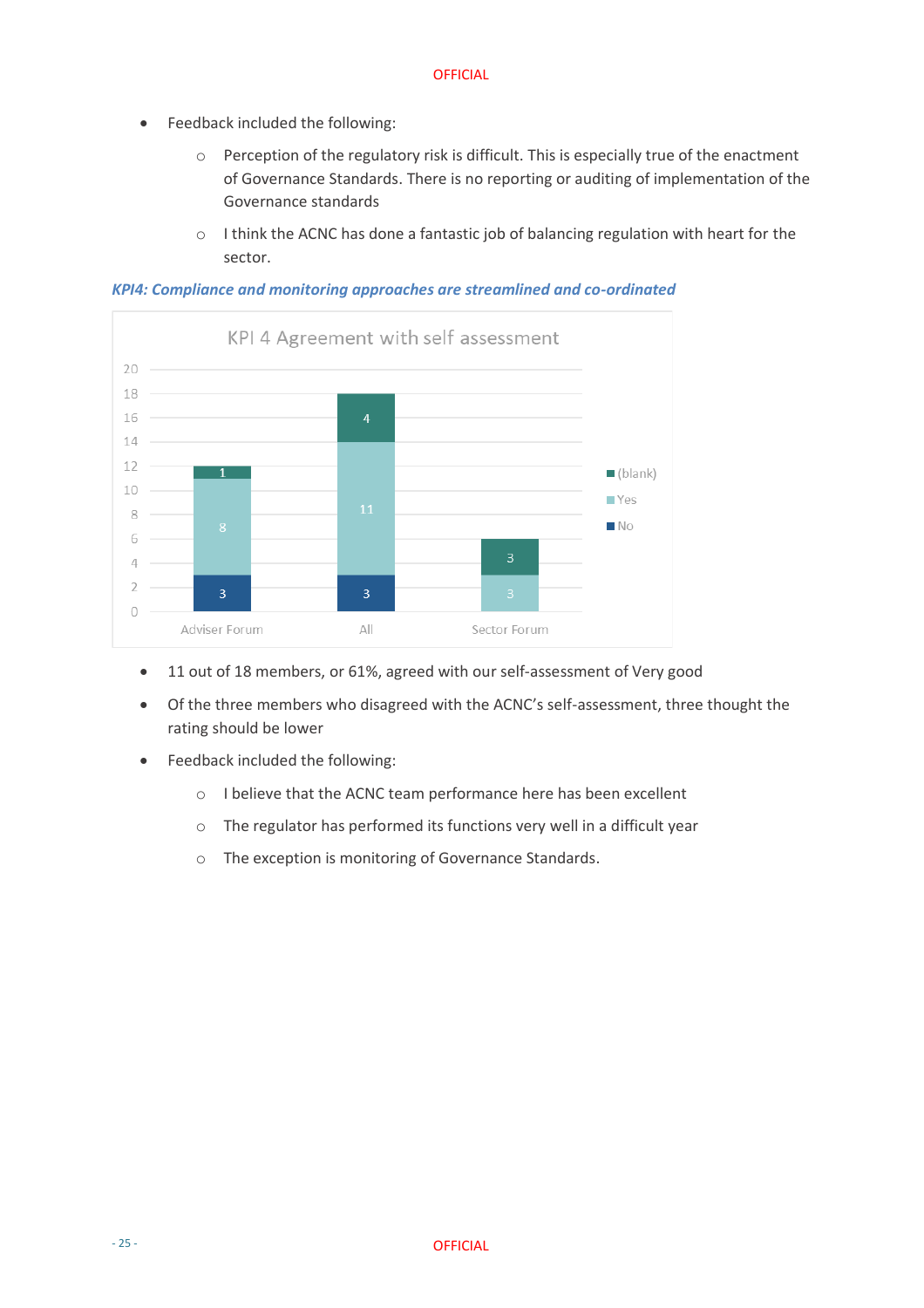- Feedback included the following:
    - Perception of the regulatory risk is difficult. This is especially true of the enactment of Governance Standards. There is no reporting or auditing of implementation of the Governance standards
    - I think the ACNC has done a fantastic job of balancing regulation with heart for the sector.

***KPI4: Compliance and monitoring approaches are streamlined and co-ordinated***

**KPI 4 Agreement with self assessment**

| | Adviser Forum | All | Sector Forum |
|---|---|---|---|
| (blank) | 1 | 4 | 3 |
| Yes | 8 | 11 | 3 |
| No | 3 | 3 | |

- 11 out of 18 members, or 61%, agreed with our self-assessment of Very good
- Of the three members who disagreed with the ACNC's self-assessment, three thought the rating should be lower
- Feedback included the following:
    - I believe that the ACNC team performance here has been excellent
    - The regulator has performed its functions very well in a difficult year
    - The exception is monitoring of Governance Standards.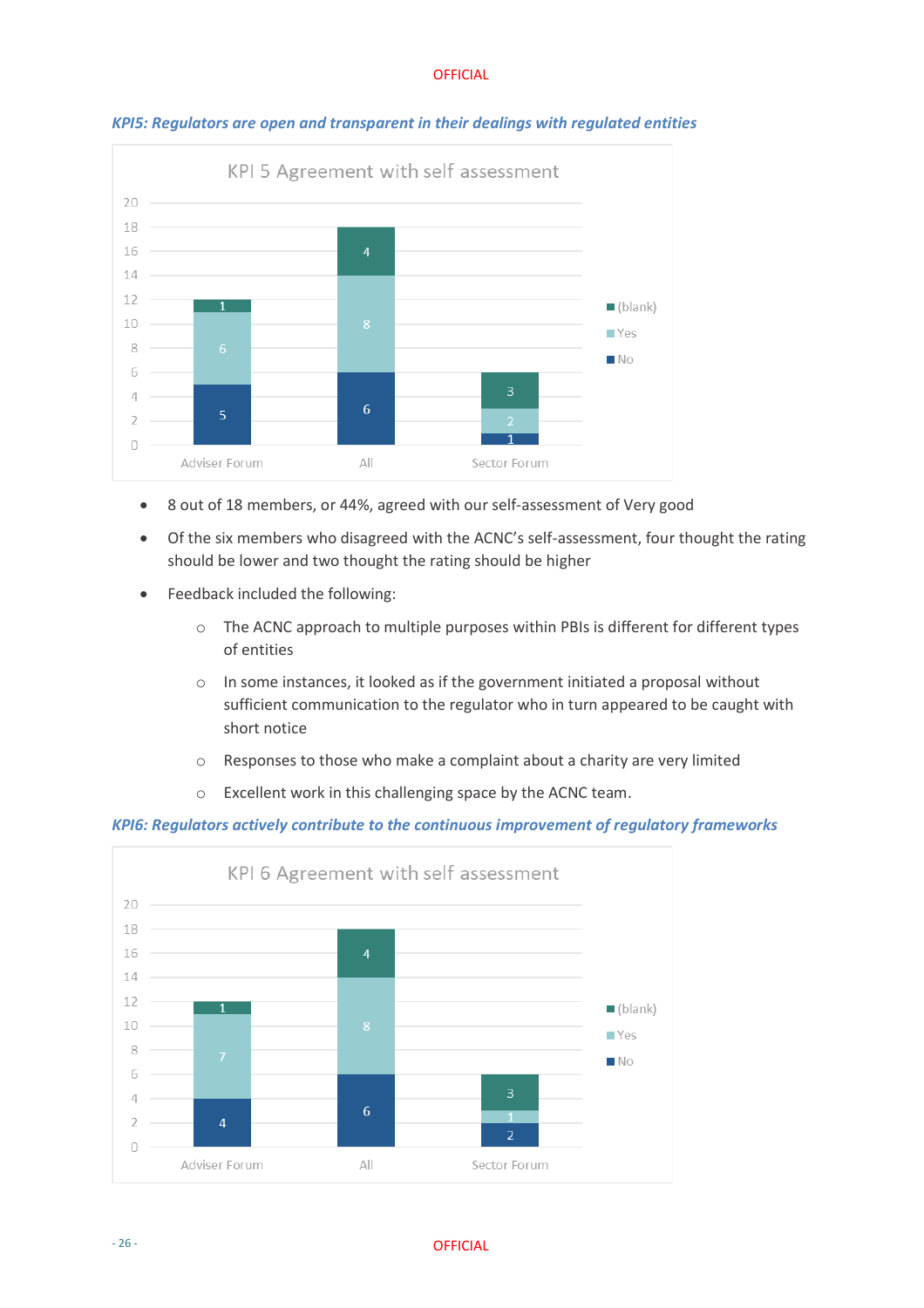*KPI5: Regulators are open and transparent in their dealings with regulated entities*

KPI 5 Agreement with self assessment

| | No | Yes | (blank) |
|---|---|---|---|
| Adviser Forum | 5 | 6 | 1 |
| All | 6 | 8 | 4 |
| Sector Forum | 1 | 2 | 3 |

- 8 out of 18 members, or 44%, agreed with our self-assessment of Very good
- Of the six members who disagreed with the ACNC's self-assessment, four thought the rating should be lower and two thought the rating should be higher
- Feedback included the following:
  - The ACNC approach to multiple purposes within PBIs is different for different types of entities
  - In some instances, it looked as if the government initiated a proposal without sufficient communication to the regulator who in turn appeared to be caught with short notice
  - Responses to those who make a complaint about a charity are very limited
  - Excellent work in this challenging space by the ACNC team.

*KPI6: Regulators actively contribute to the continuous improvement of regulatory frameworks*

KPI 6 Agreement with self assessment

| | No | Yes | (blank) |
|---|---|---|---|
| Adviser Forum | 4 | 7 | 1 |
| All | 6 | 8 | 4 |
| Sector Forum | 2 | 1 | 3 |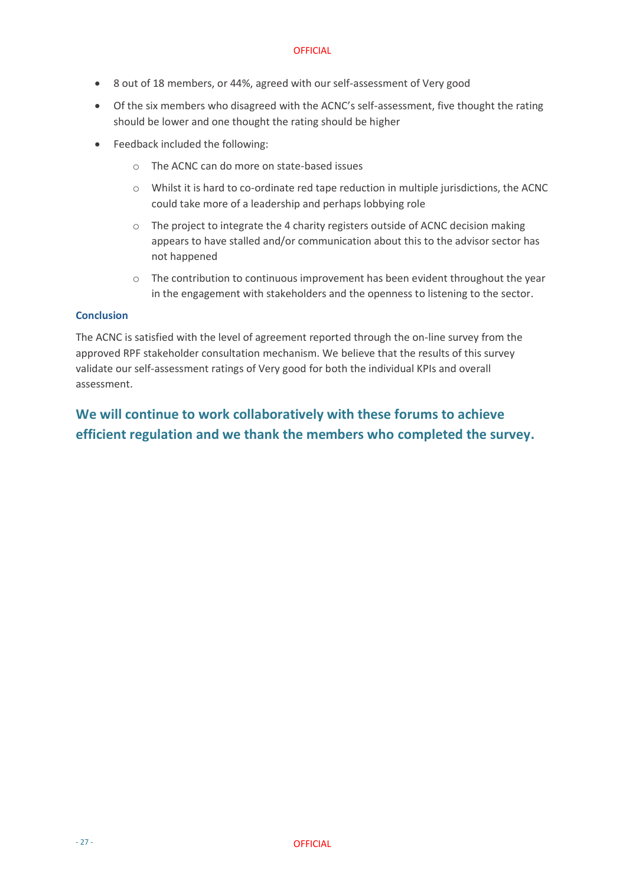- 8 out of 18 members, or 44%, agreed with our self-assessment of Very good
- Of the six members who disagreed with the ACNC's self-assessment, five thought the rating should be lower and one thought the rating should be higher
- Feedback included the following:
  - The ACNC can do more on state-based issues
  - Whilst it is hard to co-ordinate red tape reduction in multiple jurisdictions, the ACNC could take more of a leadership and perhaps lobbying role
  - The project to integrate the 4 charity registers outside of ACNC decision making appears to have stalled and/or communication about this to the advisor sector has not happened
  - The contribution to continuous improvement has been evident throughout the year in the engagement with stakeholders and the openness to listening to the sector.

### Conclusion

The ACNC is satisfied with the level of agreement reported through the on-line survey from the approved RPF stakeholder consultation mechanism. We believe that the results of this survey validate our self-assessment ratings of Very good for both the individual KPIs and overall assessment.

## We will continue to work collaboratively with these forums to achieve efficient regulation and we thank the members who completed the survey.